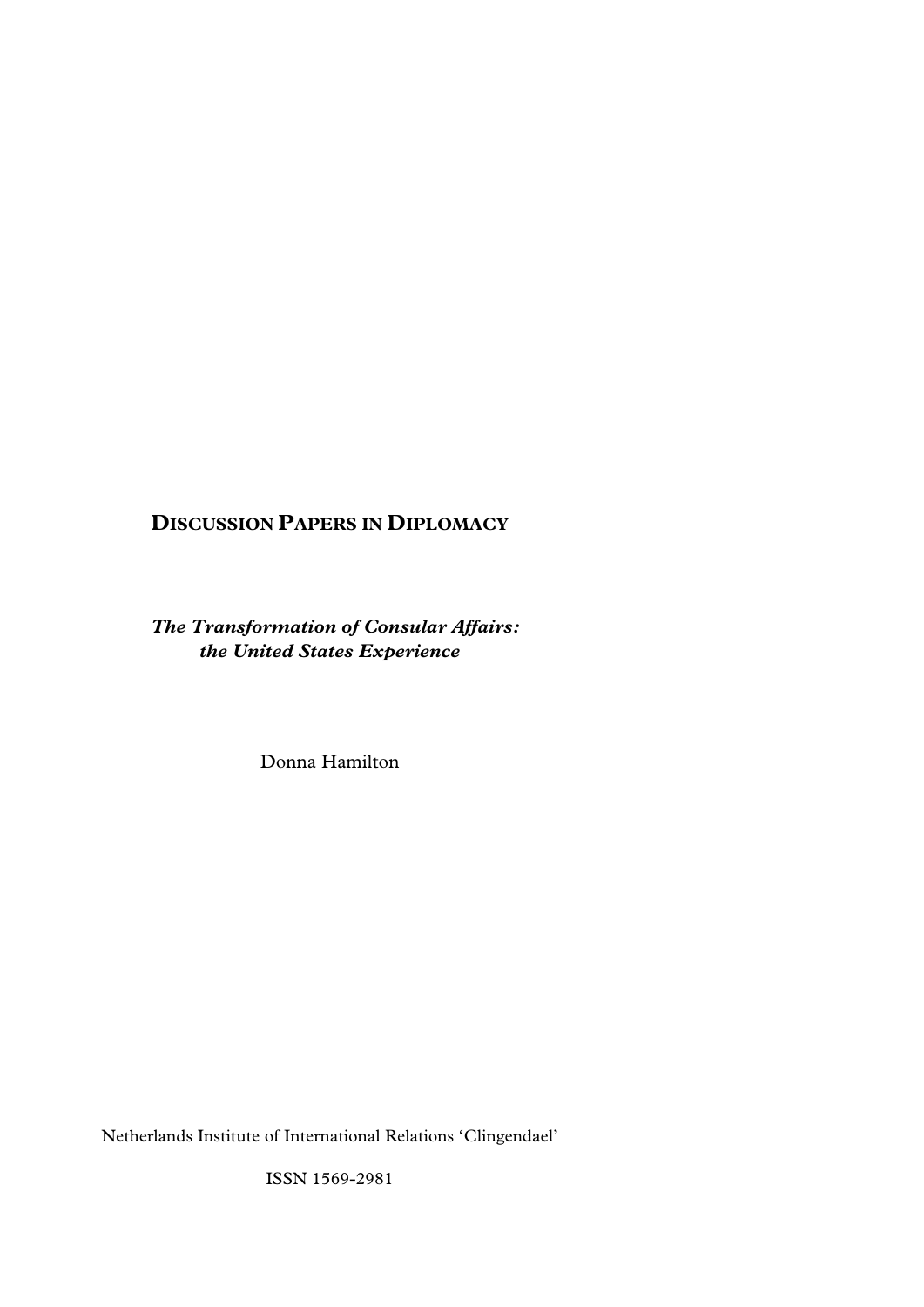**DISCUSSION PAPERS IN DIPLOMACY**

***The Transformation of Consular Affairs: the United States Experience***

Donna Hamilton

Netherlands Institute of International Relations 'Clingendael'

ISSN 1569-2981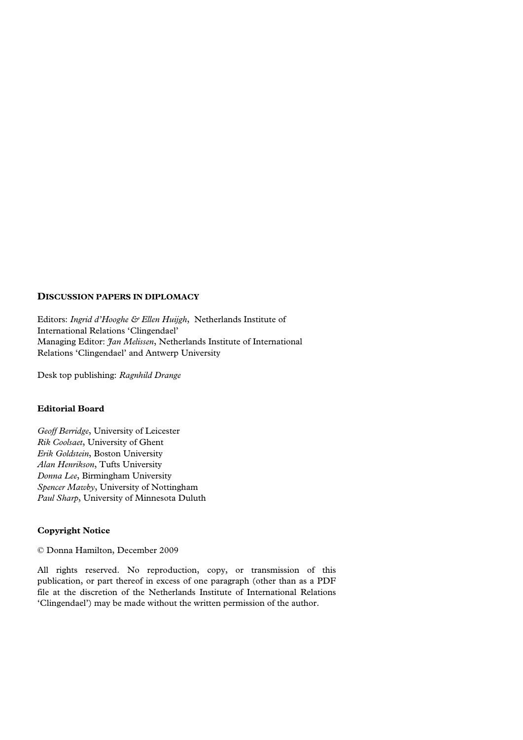## DISCUSSION PAPERS IN DIPLOMACY

Editors: *Ingrid d'Hooghe & Ellen Huijgh*, Netherlands Institute of International Relations 'Clingendael'
Managing Editor: *Jan Melissen*, Netherlands Institute of International Relations 'Clingendael' and Antwerp University

Desk top publishing: *Ragnhild Drange*

### Editorial Board

*Geoff Berridge*, University of Leicester
*Rik Coolsaet*, University of Ghent
*Erik Goldstein*, Boston University
*Alan Henrikson*, Tufts University
*Donna Lee*, Birmingham University
*Spencer Mawby*, University of Nottingham
*Paul Sharp*, University of Minnesota Duluth

### Copyright Notice

© Donna Hamilton, December 2009

All rights reserved. No reproduction, copy, or transmission of this publication, or part thereof in excess of one paragraph (other than as a PDF file at the discretion of the Netherlands Institute of International Relations 'Clingendael') may be made without the written permission of the author.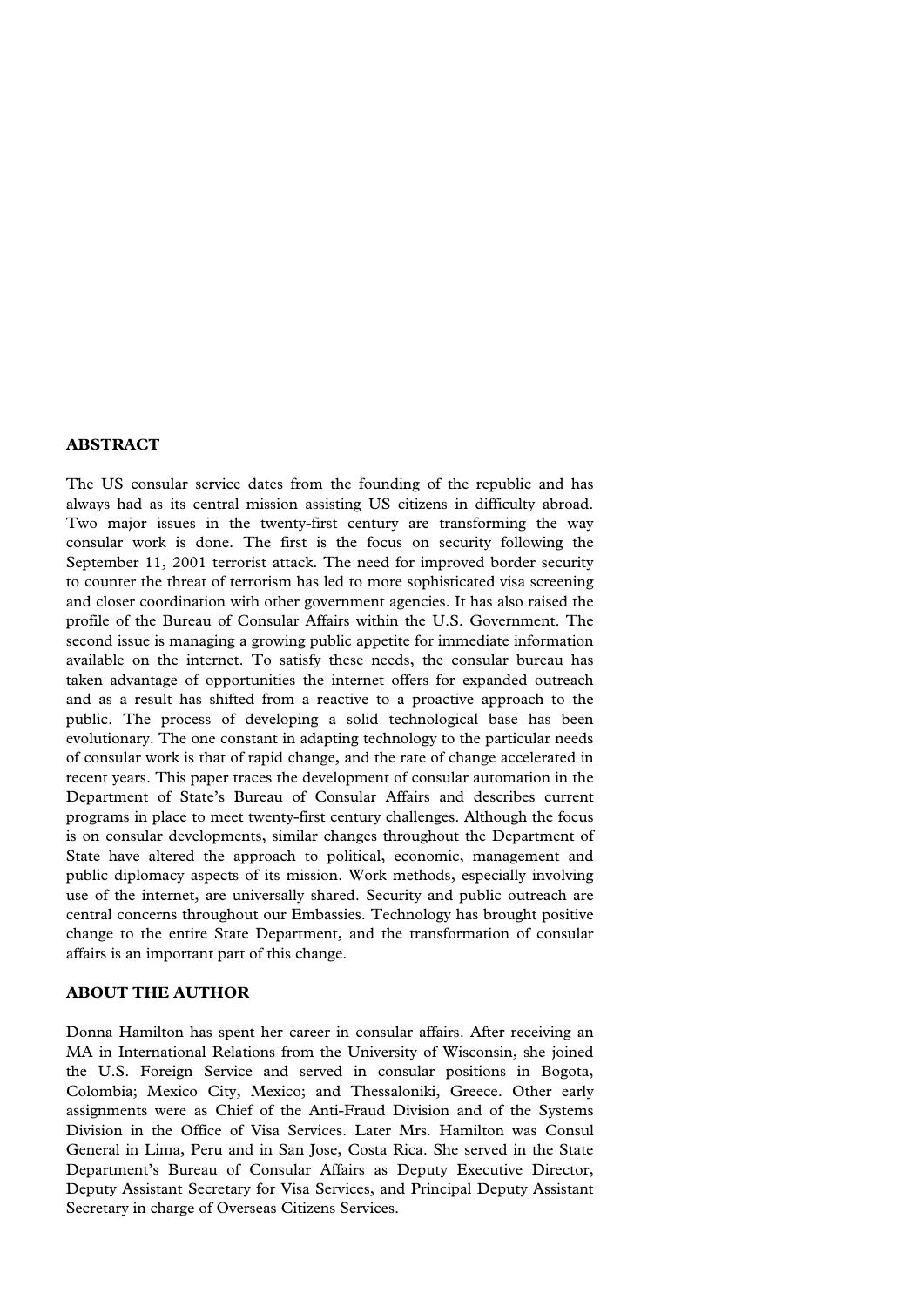## ABSTRACT

The US consular service dates from the founding of the republic and has always had as its central mission assisting US citizens in difficulty abroad. Two major issues in the twenty-first century are transforming the way consular work is done. The first is the focus on security following the September 11, 2001 terrorist attack. The need for improved border security to counter the threat of terrorism has led to more sophisticated visa screening and closer coordination with other government agencies. It has also raised the profile of the Bureau of Consular Affairs within the U.S. Government. The second issue is managing a growing public appetite for immediate information available on the internet. To satisfy these needs, the consular bureau has taken advantage of opportunities the internet offers for expanded outreach and as a result has shifted from a reactive to a proactive approach to the public. The process of developing a solid technological base has been evolutionary. The one constant in adapting technology to the particular needs of consular work is that of rapid change, and the rate of change accelerated in recent years. This paper traces the development of consular automation in the Department of State's Bureau of Consular Affairs and describes current programs in place to meet twenty-first century challenges. Although the focus is on consular developments, similar changes throughout the Department of State have altered the approach to political, economic, management and public diplomacy aspects of its mission. Work methods, especially involving use of the internet, are universally shared. Security and public outreach are central concerns throughout our Embassies. Technology has brought positive change to the entire State Department, and the transformation of consular affairs is an important part of this change.

## ABOUT THE AUTHOR

Donna Hamilton has spent her career in consular affairs. After receiving an MA in International Relations from the University of Wisconsin, she joined the U.S. Foreign Service and served in consular positions in Bogota, Colombia; Mexico City, Mexico; and Thessaloniki, Greece. Other early assignments were as Chief of the Anti-Fraud Division and of the Systems Division in the Office of Visa Services. Later Mrs. Hamilton was Consul General in Lima, Peru and in San Jose, Costa Rica. She served in the State Department's Bureau of Consular Affairs as Deputy Executive Director, Deputy Assistant Secretary for Visa Services, and Principal Deputy Assistant Secretary in charge of Overseas Citizens Services.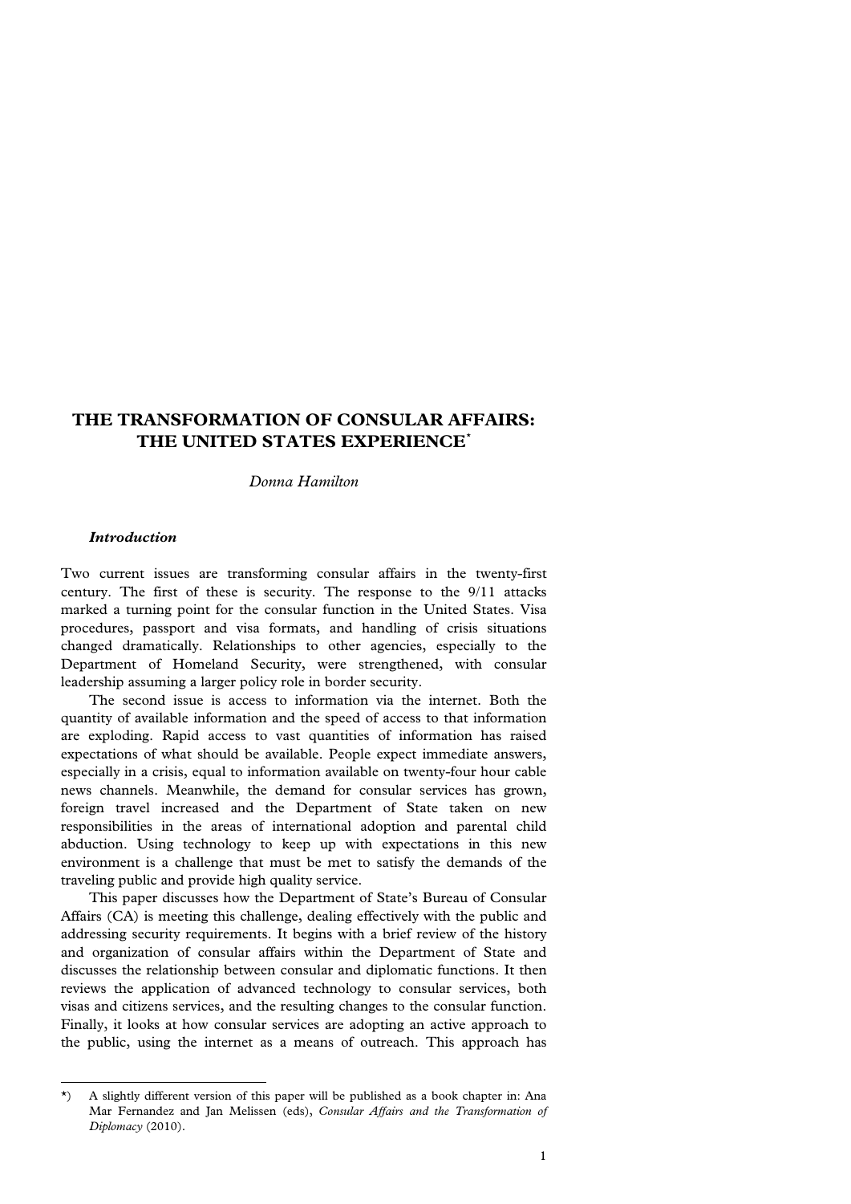# THE TRANSFORMATION OF CONSULAR AFFAIRS: THE UNITED STATES EXPERIENCE[*]

*Donna Hamilton*

### *Introduction*

Two current issues are transforming consular affairs in the twenty-first century. The first of these is security. The response to the 9/11 attacks marked a turning point for the consular function in the United States. Visa procedures, passport and visa formats, and handling of crisis situations changed dramatically. Relationships to other agencies, especially to the Department of Homeland Security, were strengthened, with consular leadership assuming a larger policy role in border security.

The second issue is access to information via the internet. Both the quantity of available information and the speed of access to that information are exploding. Rapid access to vast quantities of information has raised expectations of what should be available. People expect immediate answers, especially in a crisis, equal to information available on twenty-four hour cable news channels. Meanwhile, the demand for consular services has grown, foreign travel increased and the Department of State taken on new responsibilities in the areas of international adoption and parental child abduction. Using technology to keep up with expectations in this new environment is a challenge that must be met to satisfy the demands of the traveling public and provide high quality service.

This paper discusses how the Department of State's Bureau of Consular Affairs (CA) is meeting this challenge, dealing effectively with the public and addressing security requirements. It begins with a brief review of the history and organization of consular affairs within the Department of State and discusses the relationship between consular and diplomatic functions. It then reviews the application of advanced technology to consular services, both visas and citizens services, and the resulting changes to the consular function. Finally, it looks at how consular services are adopting an active approach to the public, using the internet as a means of outreach. This approach has

---

*) A slightly different version of this paper will be published as a book chapter in: Ana Mar Fernandez and Jan Melissen (eds), *Consular Affairs and the Transformation of Diplomacy* (2010).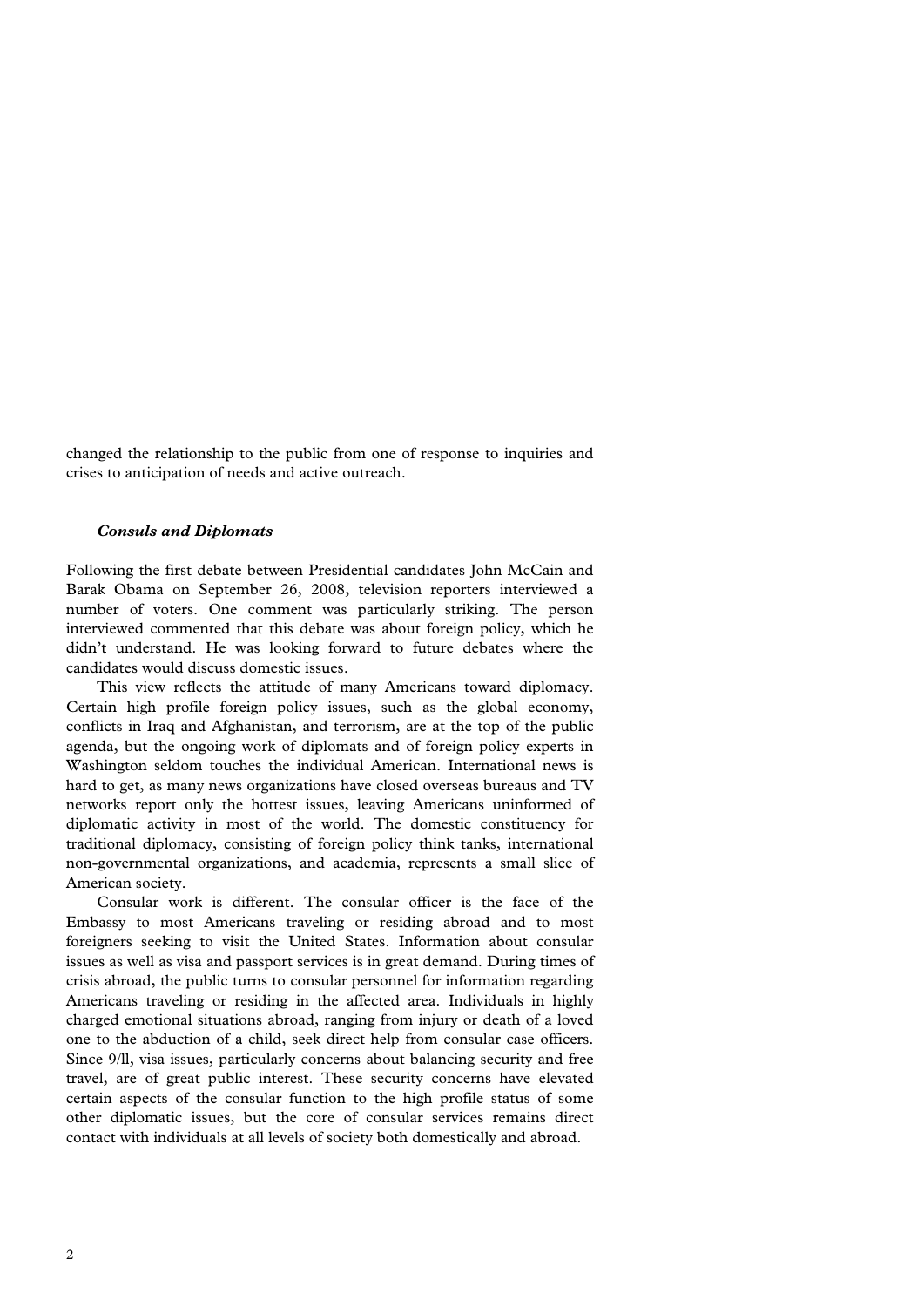changed the relationship to the public from one of response to inquiries and crises to anticipation of needs and active outreach.

### *Consuls and Diplomats*

Following the first debate between Presidential candidates John McCain and Barak Obama on September 26, 2008, television reporters interviewed a number of voters. One comment was particularly striking. The person interviewed commented that this debate was about foreign policy, which he didn't understand. He was looking forward to future debates where the candidates would discuss domestic issues.

This view reflects the attitude of many Americans toward diplomacy. Certain high profile foreign policy issues, such as the global economy, conflicts in Iraq and Afghanistan, and terrorism, are at the top of the public agenda, but the ongoing work of diplomats and of foreign policy experts in Washington seldom touches the individual American. International news is hard to get, as many news organizations have closed overseas bureaus and TV networks report only the hottest issues, leaving Americans uninformed of diplomatic activity in most of the world. The domestic constituency for traditional diplomacy, consisting of foreign policy think tanks, international non-governmental organizations, and academia, represents a small slice of American society.

Consular work is different. The consular officer is the face of the Embassy to most Americans traveling or residing abroad and to most foreigners seeking to visit the United States. Information about consular issues as well as visa and passport services is in great demand. During times of crisis abroad, the public turns to consular personnel for information regarding Americans traveling or residing in the affected area. Individuals in highly charged emotional situations abroad, ranging from injury or death of a loved one to the abduction of a child, seek direct help from consular case officers. Since 9/ll, visa issues, particularly concerns about balancing security and free travel, are of great public interest. These security concerns have elevated certain aspects of the consular function to the high profile status of some other diplomatic issues, but the core of consular services remains direct contact with individuals at all levels of society both domestically and abroad.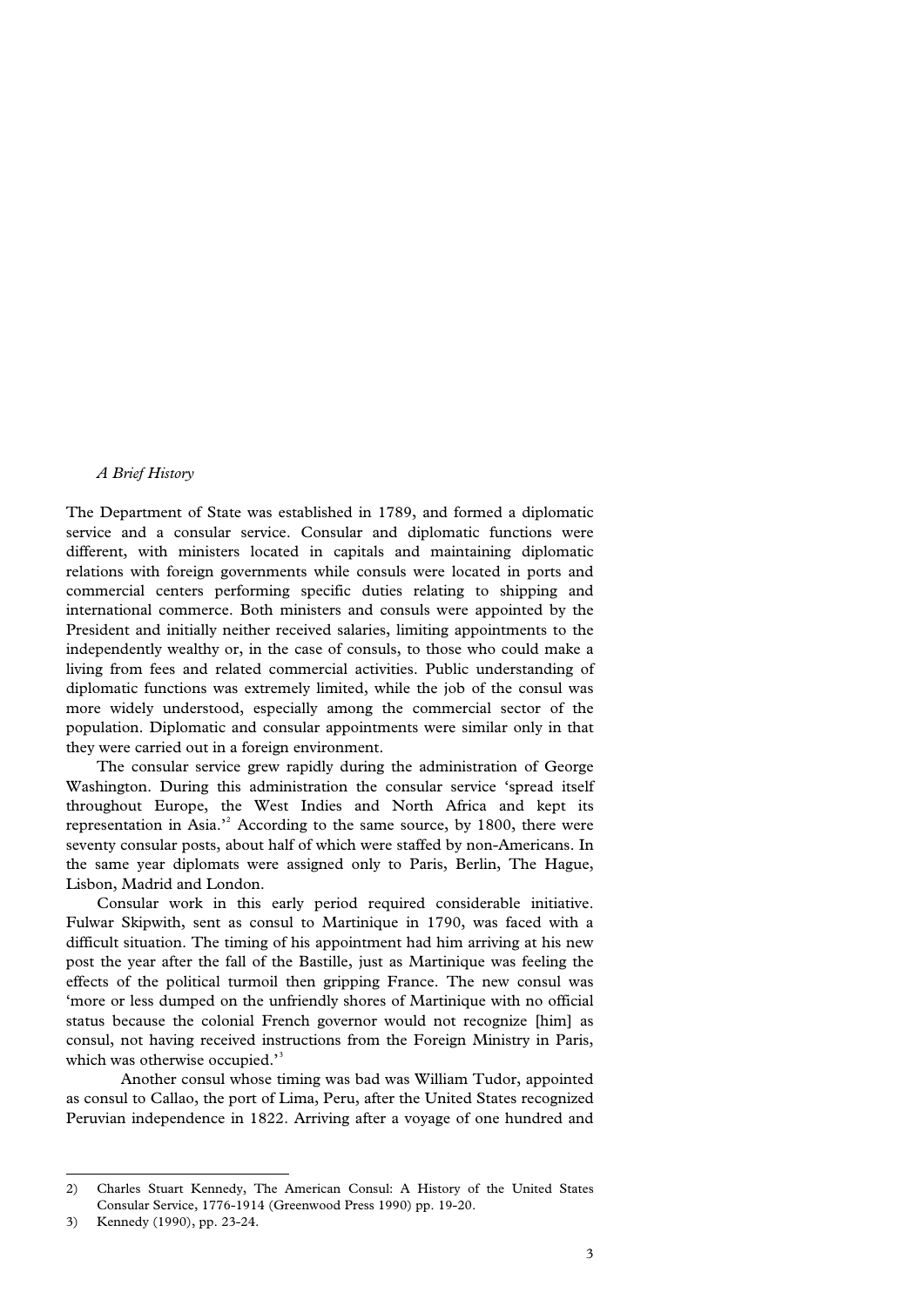*A Brief History*

The Department of State was established in 1789, and formed a diplomatic service and a consular service. Consular and diplomatic functions were different, with ministers located in capitals and maintaining diplomatic relations with foreign governments while consuls were located in ports and commercial centers performing specific duties relating to shipping and international commerce. Both ministers and consuls were appointed by the President and initially neither received salaries, limiting appointments to the independently wealthy or, in the case of consuls, to those who could make a living from fees and related commercial activities. Public understanding of diplomatic functions was extremely limited, while the job of the consul was more widely understood, especially among the commercial sector of the population. Diplomatic and consular appointments were similar only in that they were carried out in a foreign environment.

The consular service grew rapidly during the administration of George Washington. During this administration the consular service 'spread itself throughout Europe, the West Indies and North Africa and kept its representation in Asia.'[2] According to the same source, by 1800, there were seventy consular posts, about half of which were staffed by non-Americans. In the same year diplomats were assigned only to Paris, Berlin, The Hague, Lisbon, Madrid and London.

Consular work in this early period required considerable initiative. Fulwar Skipwith, sent as consul to Martinique in 1790, was faced with a difficult situation. The timing of his appointment had him arriving at his new post the year after the fall of the Bastille, just as Martinique was feeling the effects of the political turmoil then gripping France. The new consul was 'more or less dumped on the unfriendly shores of Martinique with no official status because the colonial French governor would not recognize [him] as consul, not having received instructions from the Foreign Ministry in Paris, which was otherwise occupied.'[3]

Another consul whose timing was bad was William Tudor, appointed as consul to Callao, the port of Lima, Peru, after the United States recognized Peruvian independence in 1822. Arriving after a voyage of one hundred and

---

2) Charles Stuart Kennedy, The American Consul: A History of the United States Consular Service, 1776-1914 (Greenwood Press 1990) pp. 19-20.

3) Kennedy (1990), pp. 23-24.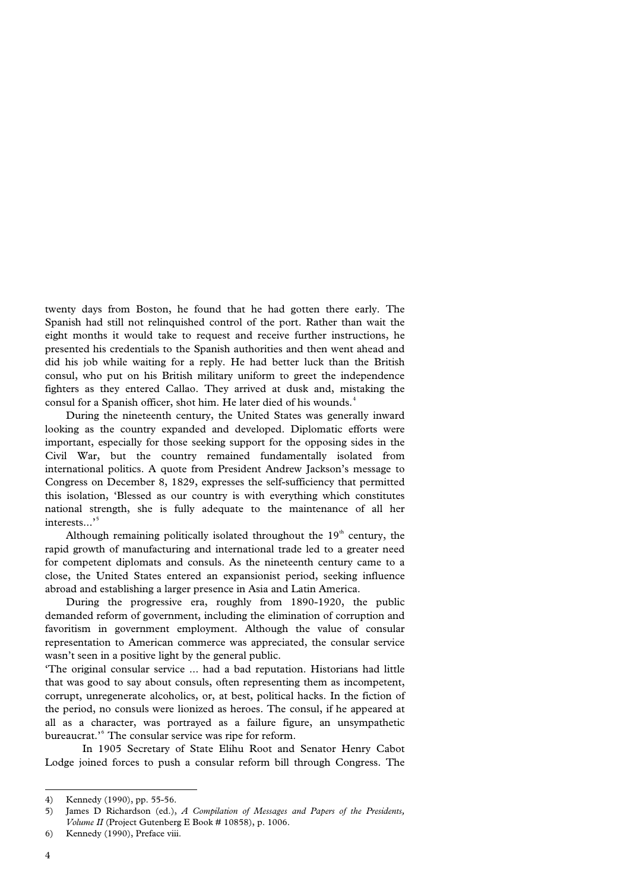twenty days from Boston, he found that he had gotten there early. The Spanish had still not relinquished control of the port. Rather than wait the eight months it would take to request and receive further instructions, he presented his credentials to the Spanish authorities and then went ahead and did his job while waiting for a reply. He had better luck than the British consul, who put on his British military uniform to greet the independence fighters as they entered Callao. They arrived at dusk and, mistaking the consul for a Spanish officer, shot him. He later died of his wounds.[4]

During the nineteenth century, the United States was generally inward looking as the country expanded and developed. Diplomatic efforts were important, especially for those seeking support for the opposing sides in the Civil War, but the country remained fundamentally isolated from international politics. A quote from President Andrew Jackson's message to Congress on December 8, 1829, expresses the self-sufficiency that permitted this isolation, 'Blessed as our country is with everything which constitutes national strength, she is fully adequate to the maintenance of all her interests...'[5]

Although remaining politically isolated throughout the 19th century, the rapid growth of manufacturing and international trade led to a greater need for competent diplomats and consuls. As the nineteenth century came to a close, the United States entered an expansionist period, seeking influence abroad and establishing a larger presence in Asia and Latin America.

During the progressive era, roughly from 1890-1920, the public demanded reform of government, including the elimination of corruption and favoritism in government employment. Although the value of consular representation to American commerce was appreciated, the consular service wasn't seen in a positive light by the general public.

'The original consular service ... had a bad reputation. Historians had little that was good to say about consuls, often representing them as incompetent, corrupt, unregenerate alcoholics, or, at best, political hacks. In the fiction of the period, no consuls were lionized as heroes. The consul, if he appeared at all as a character, was portrayed as a failure figure, an unsympathetic bureaucrat.'[6] The consular service was ripe for reform.

In 1905 Secretary of State Elihu Root and Senator Henry Cabot Lodge joined forces to push a consular reform bill through Congress. The

---

4) Kennedy (1990), pp. 55-56.

5) James D Richardson (ed.), *A Compilation of Messages and Papers of the Presidents, Volume II* (Project Gutenberg E Book # 10858), p. 1006.

6) Kennedy (1990), Preface viii.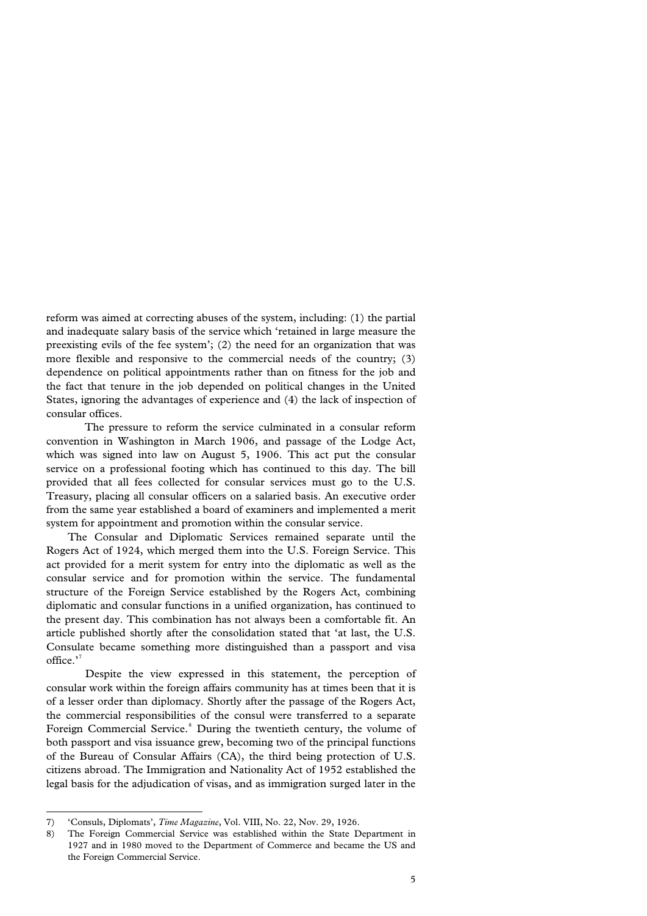reform was aimed at correcting abuses of the system, including: (1) the partial and inadequate salary basis of the service which 'retained in large measure the preexisting evils of the fee system'; (2) the need for an organization that was more flexible and responsive to the commercial needs of the country; (3) dependence on political appointments rather than on fitness for the job and the fact that tenure in the job depended on political changes in the United States, ignoring the advantages of experience and (4) the lack of inspection of consular offices.

The pressure to reform the service culminated in a consular reform convention in Washington in March 1906, and passage of the Lodge Act, which was signed into law on August 5, 1906. This act put the consular service on a professional footing which has continued to this day. The bill provided that all fees collected for consular services must go to the U.S. Treasury, placing all consular officers on a salaried basis. An executive order from the same year established a board of examiners and implemented a merit system for appointment and promotion within the consular service.

The Consular and Diplomatic Services remained separate until the Rogers Act of 1924, which merged them into the U.S. Foreign Service. This act provided for a merit system for entry into the diplomatic as well as the consular service and for promotion within the service. The fundamental structure of the Foreign Service established by the Rogers Act, combining diplomatic and consular functions in a unified organization, has continued to the present day. This combination has not always been a comfortable fit. An article published shortly after the consolidation stated that 'at last, the U.S. Consulate became something more distinguished than a passport and visa office.'[7]

Despite the view expressed in this statement, the perception of consular work within the foreign affairs community has at times been that it is of a lesser order than diplomacy. Shortly after the passage of the Rogers Act, the commercial responsibilities of the consul were transferred to a separate Foreign Commercial Service.[8] During the twentieth century, the volume of both passport and visa issuance grew, becoming two of the principal functions of the Bureau of Consular Affairs (CA), the third being protection of U.S. citizens abroad. The Immigration and Nationality Act of 1952 established the legal basis for the adjudication of visas, and as immigration surged later in the

7) 'Consuls, Diplomats', *Time Magazine*, Vol. VIII, No. 22, Nov. 29, 1926.

8) The Foreign Commercial Service was established within the State Department in 1927 and in 1980 moved to the Department of Commerce and became the US and the Foreign Commercial Service.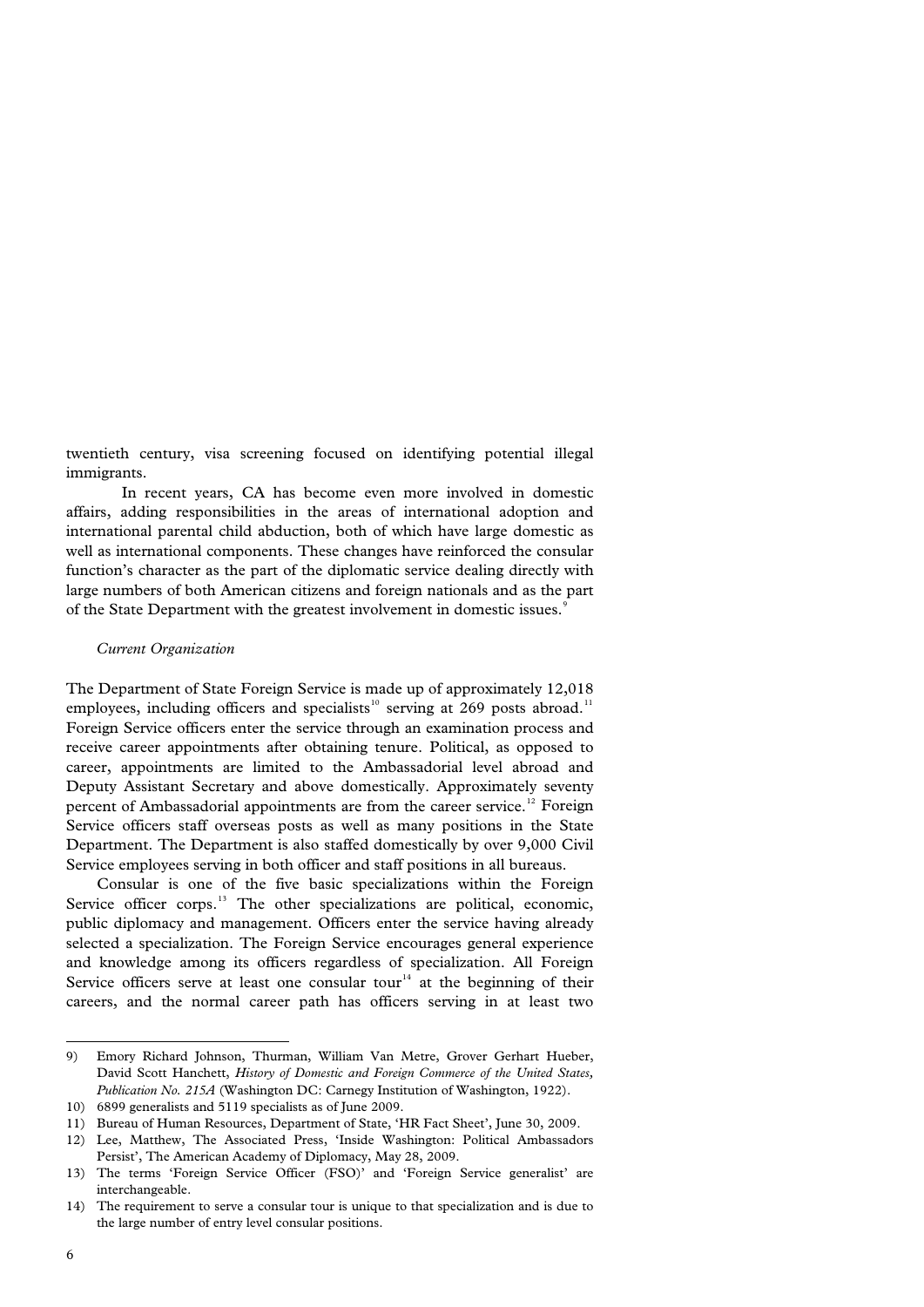twentieth century, visa screening focused on identifying potential illegal immigrants.

In recent years, CA has become even more involved in domestic affairs, adding responsibilities in the areas of international adoption and international parental child abduction, both of which have large domestic as well as international components. These changes have reinforced the consular function's character as the part of the diplomatic service dealing directly with large numbers of both American citizens and foreign nationals and as the part of the State Department with the greatest involvement in domestic issues.[9]

*Current Organization*

The Department of State Foreign Service is made up of approximately 12,018 employees, including officers and specialists[10] serving at 269 posts abroad.[11] Foreign Service officers enter the service through an examination process and receive career appointments after obtaining tenure. Political, as opposed to career, appointments are limited to the Ambassadorial level abroad and Deputy Assistant Secretary and above domestically. Approximately seventy percent of Ambassadorial appointments are from the career service.[12] Foreign Service officers staff overseas posts as well as many positions in the State Department. The Department is also staffed domestically by over 9,000 Civil Service employees serving in both officer and staff positions in all bureaus.

Consular is one of the five basic specializations within the Foreign Service officer corps.[13] The other specializations are political, economic, public diplomacy and management. Officers enter the service having already selected a specialization. The Foreign Service encourages general experience and knowledge among its officers regardless of specialization. All Foreign Service officers serve at least one consular tour[14] at the beginning of their careers, and the normal career path has officers serving in at least two

---

9) Emory Richard Johnson, Thurman, William Van Metre, Grover Gerhart Hueber, David Scott Hanchett, *History of Domestic and Foreign Commerce of the United States, Publication No. 215A* (Washington DC: Carnegy Institution of Washington, 1922).

10) 6899 generalists and 5119 specialists as of June 2009.

11) Bureau of Human Resources, Department of State, 'HR Fact Sheet', June 30, 2009.

12) Lee, Matthew, The Associated Press, 'Inside Washington: Political Ambassadors Persist', The American Academy of Diplomacy, May 28, 2009.

13) The terms 'Foreign Service Officer (FSO)' and 'Foreign Service generalist' are interchangeable.

14) The requirement to serve a consular tour is unique to that specialization and is due to the large number of entry level consular positions.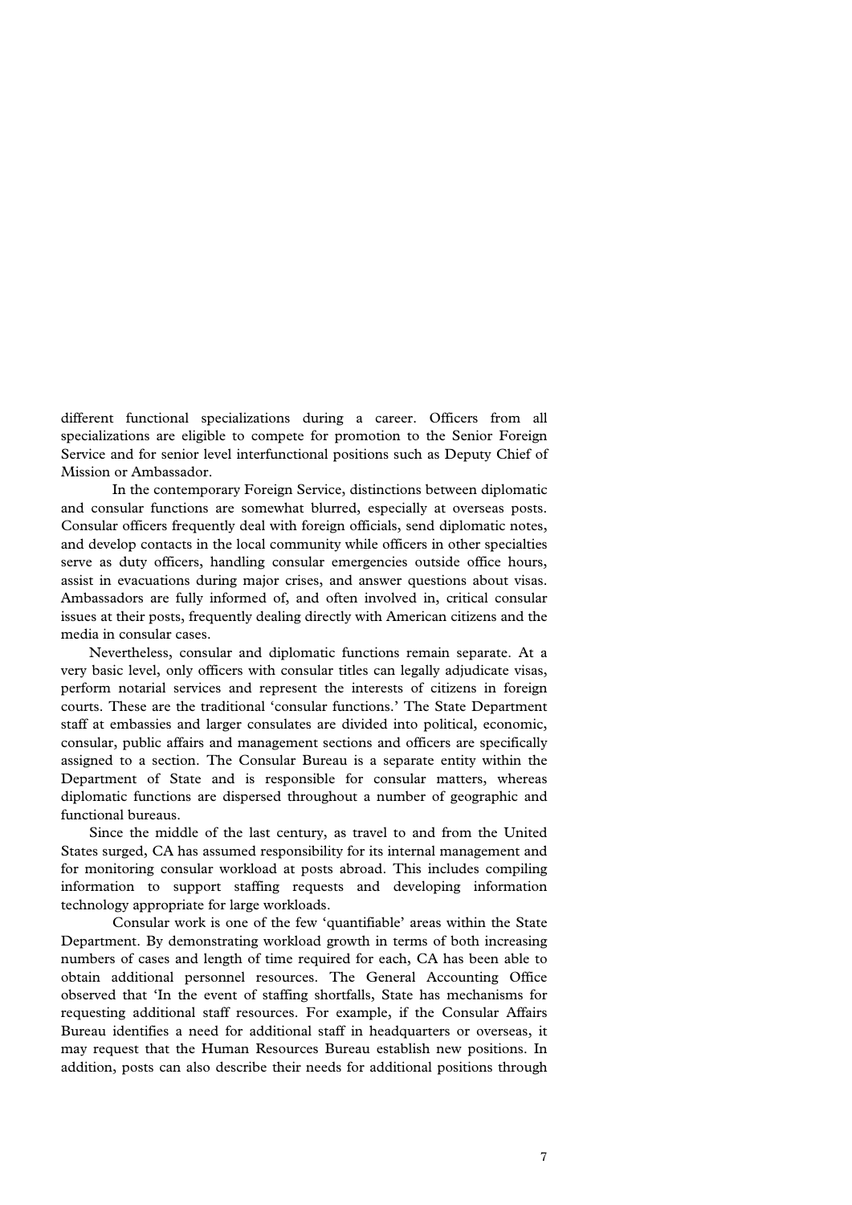different functional specializations during a career. Officers from all specializations are eligible to compete for promotion to the Senior Foreign Service and for senior level interfunctional positions such as Deputy Chief of Mission or Ambassador.

In the contemporary Foreign Service, distinctions between diplomatic and consular functions are somewhat blurred, especially at overseas posts. Consular officers frequently deal with foreign officials, send diplomatic notes, and develop contacts in the local community while officers in other specialties serve as duty officers, handling consular emergencies outside office hours, assist in evacuations during major crises, and answer questions about visas. Ambassadors are fully informed of, and often involved in, critical consular issues at their posts, frequently dealing directly with American citizens and the media in consular cases.

Nevertheless, consular and diplomatic functions remain separate. At a very basic level, only officers with consular titles can legally adjudicate visas, perform notarial services and represent the interests of citizens in foreign courts. These are the traditional 'consular functions.' The State Department staff at embassies and larger consulates are divided into political, economic, consular, public affairs and management sections and officers are specifically assigned to a section. The Consular Bureau is a separate entity within the Department of State and is responsible for consular matters, whereas diplomatic functions are dispersed throughout a number of geographic and functional bureaus.

Since the middle of the last century, as travel to and from the United States surged, CA has assumed responsibility for its internal management and for monitoring consular workload at posts abroad. This includes compiling information to support staffing requests and developing information technology appropriate for large workloads.

Consular work is one of the few 'quantifiable' areas within the State Department. By demonstrating workload growth in terms of both increasing numbers of cases and length of time required for each, CA has been able to obtain additional personnel resources. The General Accounting Office observed that 'In the event of staffing shortfalls, State has mechanisms for requesting additional staff resources. For example, if the Consular Affairs Bureau identifies a need for additional staff in headquarters or overseas, it may request that the Human Resources Bureau establish new positions. In addition, posts can also describe their needs for additional positions through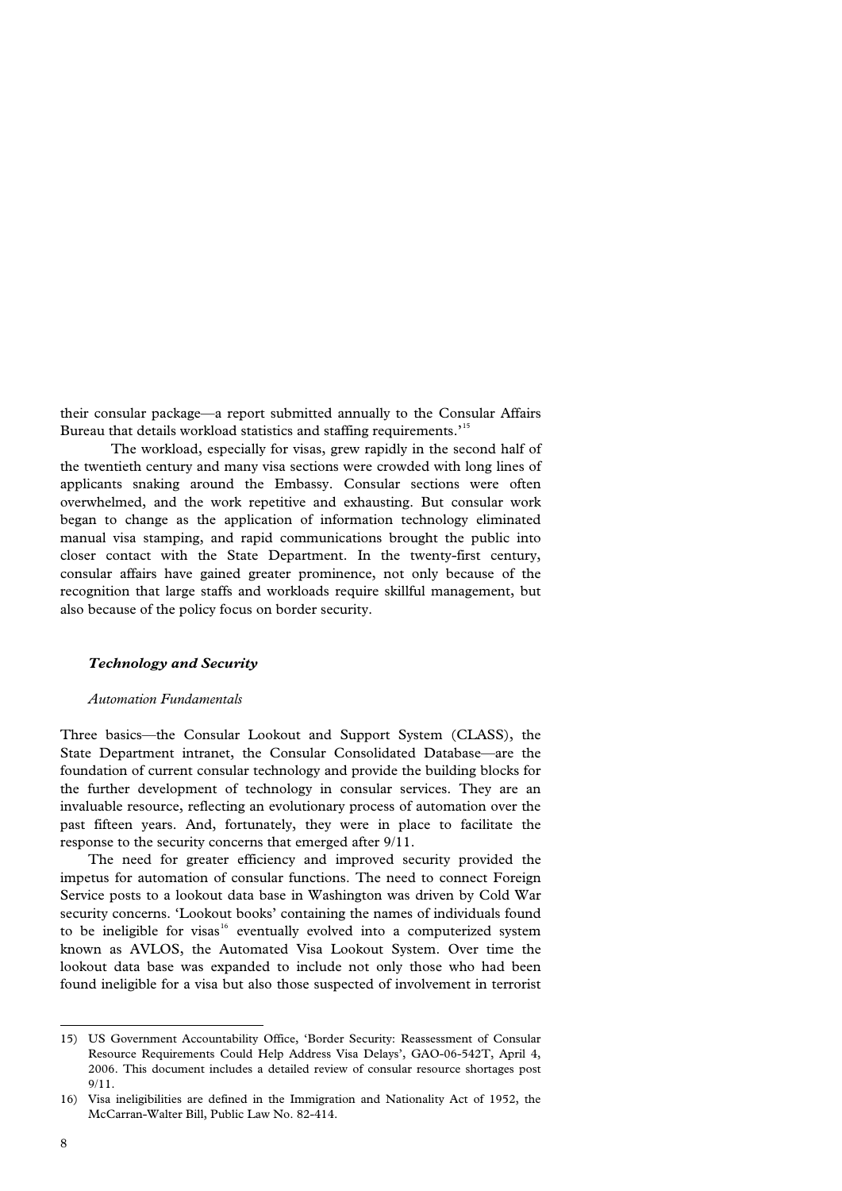their consular package—a report submitted annually to the Consular Affairs Bureau that details workload statistics and staffing requirements.'[15]

The workload, especially for visas, grew rapidly in the second half of the twentieth century and many visa sections were crowded with long lines of applicants snaking around the Embassy. Consular sections were often overwhelmed, and the work repetitive and exhausting. But consular work began to change as the application of information technology eliminated manual visa stamping, and rapid communications brought the public into closer contact with the State Department. In the twenty-first century, consular affairs have gained greater prominence, not only because of the recognition that large staffs and workloads require skillful management, but also because of the policy focus on border security.

### *Technology and Security*

#### *Automation Fundamentals*

Three basics—the Consular Lookout and Support System (CLASS), the State Department intranet, the Consular Consolidated Database—are the foundation of current consular technology and provide the building blocks for the further development of technology in consular services. They are an invaluable resource, reflecting an evolutionary process of automation over the past fifteen years. And, fortunately, they were in place to facilitate the response to the security concerns that emerged after 9/11.

The need for greater efficiency and improved security provided the impetus for automation of consular functions. The need to connect Foreign Service posts to a lookout data base in Washington was driven by Cold War security concerns. 'Lookout books' containing the names of individuals found to be ineligible for visas[16] eventually evolved into a computerized system known as AVLOS, the Automated Visa Lookout System. Over time the lookout data base was expanded to include not only those who had been found ineligible for a visa but also those suspected of involvement in terrorist

---

15) US Government Accountability Office, 'Border Security: Reassessment of Consular Resource Requirements Could Help Address Visa Delays', GAO-06-542T, April 4, 2006. This document includes a detailed review of consular resource shortages post 9/11.

16) Visa ineligibilities are defined in the Immigration and Nationality Act of 1952, the McCarran-Walter Bill, Public Law No. 82-414.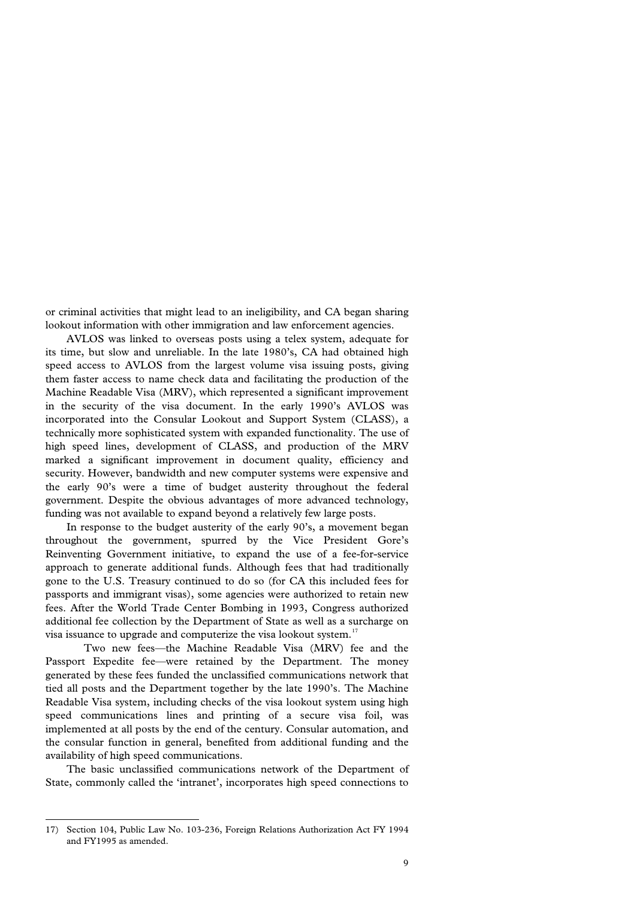or criminal activities that might lead to an ineligibility, and CA began sharing lookout information with other immigration and law enforcement agencies.

AVLOS was linked to overseas posts using a telex system, adequate for its time, but slow and unreliable. In the late 1980's, CA had obtained high speed access to AVLOS from the largest volume visa issuing posts, giving them faster access to name check data and facilitating the production of the Machine Readable Visa (MRV), which represented a significant improvement in the security of the visa document. In the early 1990's AVLOS was incorporated into the Consular Lookout and Support System (CLASS), a technically more sophisticated system with expanded functionality. The use of high speed lines, development of CLASS, and production of the MRV marked a significant improvement in document quality, efficiency and security. However, bandwidth and new computer systems were expensive and the early 90's were a time of budget austerity throughout the federal government. Despite the obvious advantages of more advanced technology, funding was not available to expand beyond a relatively few large posts.

In response to the budget austerity of the early 90's, a movement began throughout the government, spurred by the Vice President Gore's Reinventing Government initiative, to expand the use of a fee-for-service approach to generate additional funds. Although fees that had traditionally gone to the U.S. Treasury continued to do so (for CA this included fees for passports and immigrant visas), some agencies were authorized to retain new fees. After the World Trade Center Bombing in 1993, Congress authorized additional fee collection by the Department of State as well as a surcharge on visa issuance to upgrade and computerize the visa lookout system.[17]

Two new fees—the Machine Readable Visa (MRV) fee and the Passport Expedite fee—were retained by the Department. The money generated by these fees funded the unclassified communications network that tied all posts and the Department together by the late 1990's. The Machine Readable Visa system, including checks of the visa lookout system using high speed communications lines and printing of a secure visa foil, was implemented at all posts by the end of the century. Consular automation, and the consular function in general, benefited from additional funding and the availability of high speed communications.

The basic unclassified communications network of the Department of State, commonly called the 'intranet', incorporates high speed connections to

---

17) Section 104, Public Law No. 103-236, Foreign Relations Authorization Act FY 1994 and FY1995 as amended.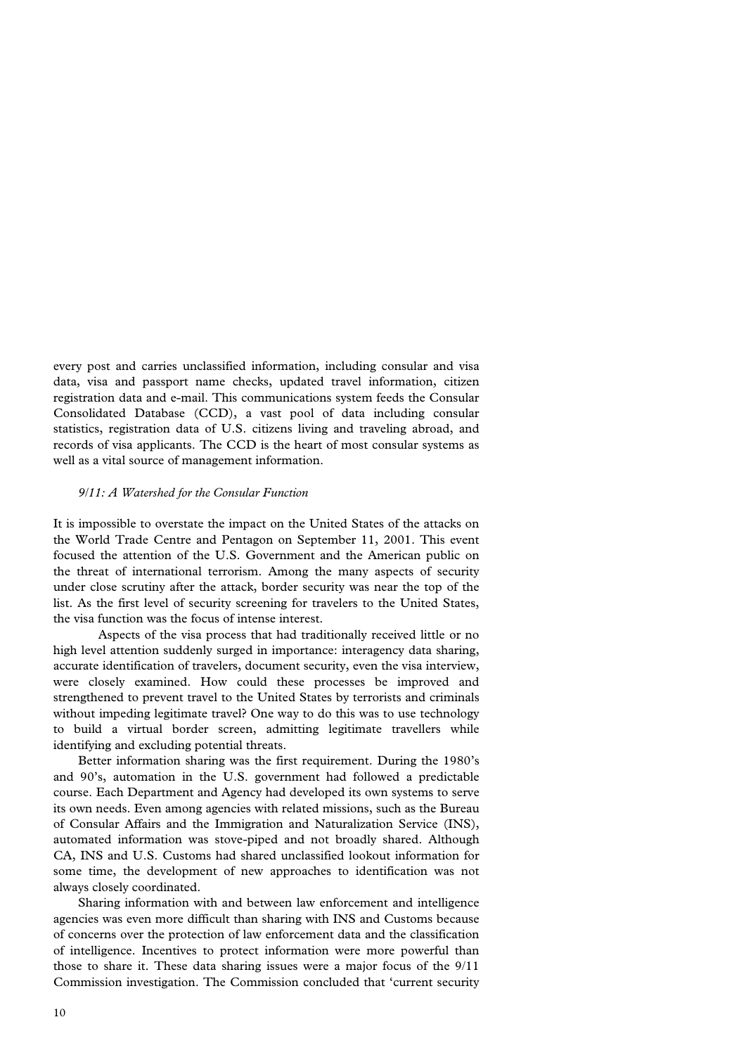every post and carries unclassified information, including consular and visa data, visa and passport name checks, updated travel information, citizen registration data and e-mail. This communications system feeds the Consular Consolidated Database (CCD), a vast pool of data including consular statistics, registration data of U.S. citizens living and traveling abroad, and records of visa applicants. The CCD is the heart of most consular systems as well as a vital source of management information.

### *9/11: A Watershed for the Consular Function*

It is impossible to overstate the impact on the United States of the attacks on the World Trade Centre and Pentagon on September 11, 2001. This event focused the attention of the U.S. Government and the American public on the threat of international terrorism. Among the many aspects of security under close scrutiny after the attack, border security was near the top of the list. As the first level of security screening for travelers to the United States, the visa function was the focus of intense interest.

Aspects of the visa process that had traditionally received little or no high level attention suddenly surged in importance: interagency data sharing, accurate identification of travelers, document security, even the visa interview, were closely examined. How could these processes be improved and strengthened to prevent travel to the United States by terrorists and criminals without impeding legitimate travel? One way to do this was to use technology to build a virtual border screen, admitting legitimate travellers while identifying and excluding potential threats.

Better information sharing was the first requirement. During the 1980's and 90's, automation in the U.S. government had followed a predictable course. Each Department and Agency had developed its own systems to serve its own needs. Even among agencies with related missions, such as the Bureau of Consular Affairs and the Immigration and Naturalization Service (INS), automated information was stove-piped and not broadly shared. Although CA, INS and U.S. Customs had shared unclassified lookout information for some time, the development of new approaches to identification was not always closely coordinated.

Sharing information with and between law enforcement and intelligence agencies was even more difficult than sharing with INS and Customs because of concerns over the protection of law enforcement data and the classification of intelligence. Incentives to protect information were more powerful than those to share it. These data sharing issues were a major focus of the 9/11 Commission investigation. The Commission concluded that 'current security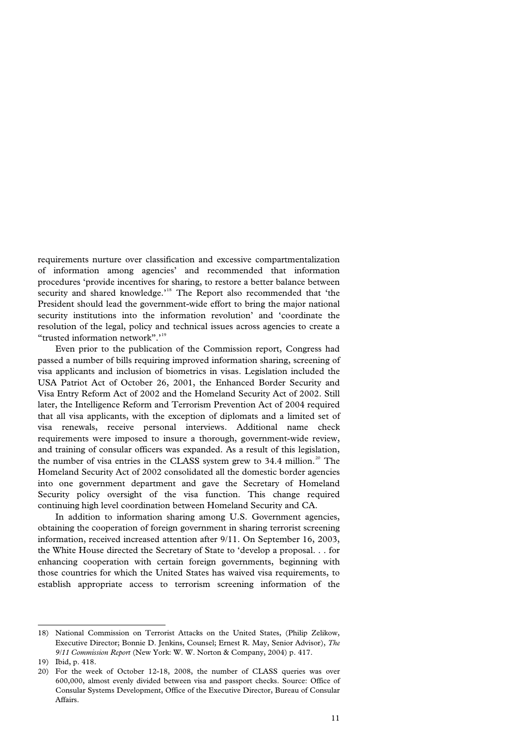requirements nurture over classification and excessive compartmentalization of information among agencies' and recommended that information procedures 'provide incentives for sharing, to restore a better balance between security and shared knowledge.'[18] The Report also recommended that 'the President should lead the government-wide effort to bring the major national security institutions into the information revolution' and 'coordinate the resolution of the legal, policy and technical issues across agencies to create a "trusted information network".'[19]

Even prior to the publication of the Commission report, Congress had passed a number of bills requiring improved information sharing, screening of visa applicants and inclusion of biometrics in visas. Legislation included the USA Patriot Act of October 26, 2001, the Enhanced Border Security and Visa Entry Reform Act of 2002 and the Homeland Security Act of 2002. Still later, the Intelligence Reform and Terrorism Prevention Act of 2004 required that all visa applicants, with the exception of diplomats and a limited set of visa renewals, receive personal interviews. Additional name check requirements were imposed to insure a thorough, government-wide review, and training of consular officers was expanded. As a result of this legislation, the number of visa entries in the CLASS system grew to 34.4 million.[20] The Homeland Security Act of 2002 consolidated all the domestic border agencies into one government department and gave the Secretary of Homeland Security policy oversight of the visa function. This change required continuing high level coordination between Homeland Security and CA.

In addition to information sharing among U.S. Government agencies, obtaining the cooperation of foreign government in sharing terrorist screening information, received increased attention after 9/11. On September 16, 2003, the White House directed the Secretary of State to 'develop a proposal. . . for enhancing cooperation with certain foreign governments, beginning with those countries for which the United States has waived visa requirements, to establish appropriate access to terrorism screening information of the

---

18) National Commission on Terrorist Attacks on the United States, (Philip Zelikow, Executive Director; Bonnie D. Jenkins, Counsel; Ernest R. May, Senior Advisor), *The 9/11 Commission Report* (New York: W. W. Norton & Company, 2004) p. 417.

19) Ibid, p. 418.

20) For the week of October 12-18, 2008, the number of CLASS queries was over 600,000, almost evenly divided between visa and passport checks. Source: Office of Consular Systems Development, Office of the Executive Director, Bureau of Consular Affairs.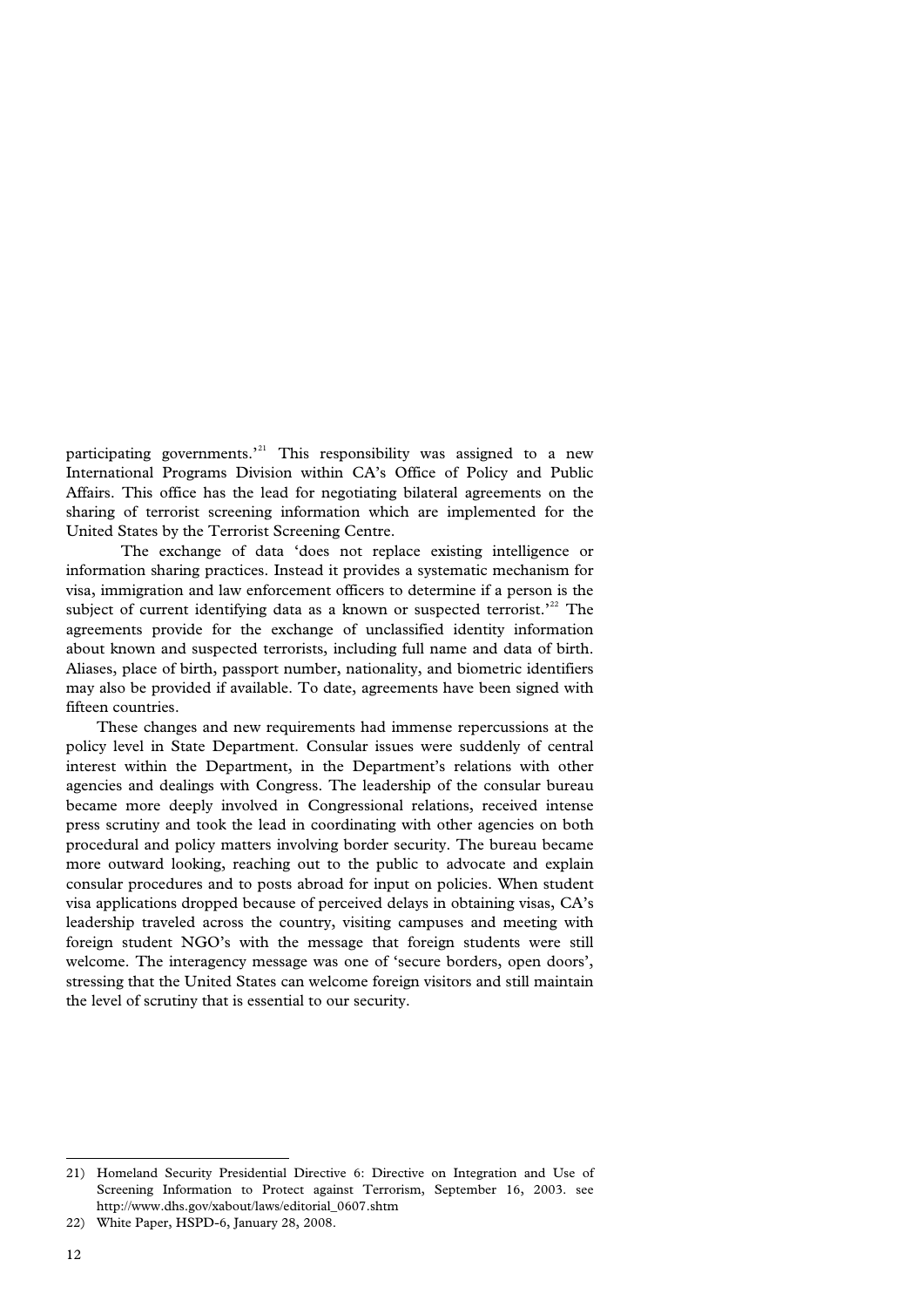participating governments.'[21] This responsibility was assigned to a new International Programs Division within CA's Office of Policy and Public Affairs. This office has the lead for negotiating bilateral agreements on the sharing of terrorist screening information which are implemented for the United States by the Terrorist Screening Centre.

The exchange of data 'does not replace existing intelligence or information sharing practices. Instead it provides a systematic mechanism for visa, immigration and law enforcement officers to determine if a person is the subject of current identifying data as a known or suspected terrorist.'[22] The agreements provide for the exchange of unclassified identity information about known and suspected terrorists, including full name and data of birth. Aliases, place of birth, passport number, nationality, and biometric identifiers may also be provided if available. To date, agreements have been signed with fifteen countries.

These changes and new requirements had immense repercussions at the policy level in State Department. Consular issues were suddenly of central interest within the Department, in the Department's relations with other agencies and dealings with Congress. The leadership of the consular bureau became more deeply involved in Congressional relations, received intense press scrutiny and took the lead in coordinating with other agencies on both procedural and policy matters involving border security. The bureau became more outward looking, reaching out to the public to advocate and explain consular procedures and to posts abroad for input on policies. When student visa applications dropped because of perceived delays in obtaining visas, CA's leadership traveled across the country, visiting campuses and meeting with foreign student NGO's with the message that foreign students were still welcome. The interagency message was one of 'secure borders, open doors', stressing that the United States can welcome foreign visitors and still maintain the level of scrutiny that is essential to our security.

---

21) Homeland Security Presidential Directive 6: Directive on Integration and Use of Screening Information to Protect against Terrorism, September 16, 2003. see http://www.dhs.gov/xabout/laws/editorial_0607.shtm

22) White Paper, HSPD-6, January 28, 2008.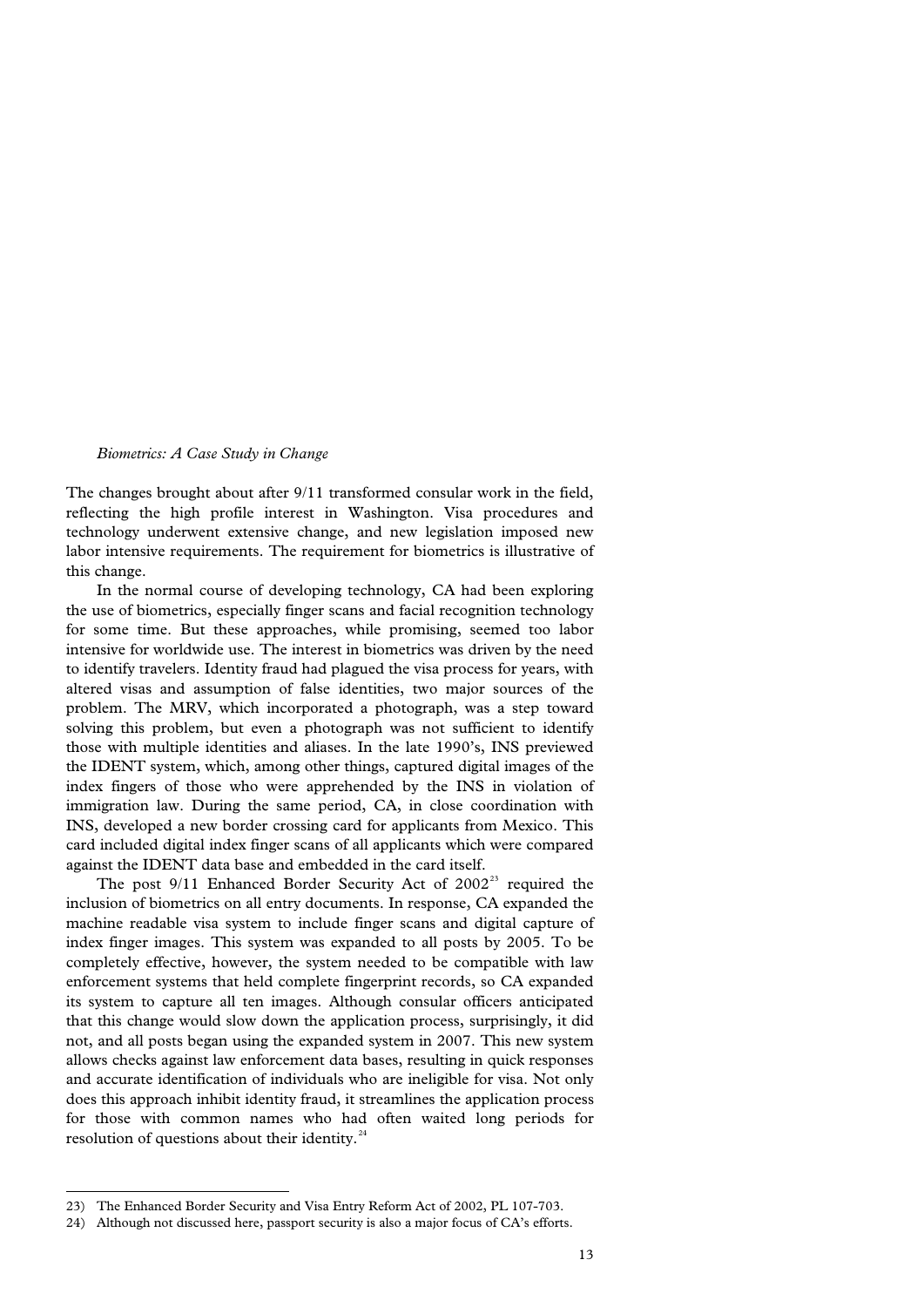*Biometrics: A Case Study in Change*

The changes brought about after 9/11 transformed consular work in the field, reflecting the high profile interest in Washington. Visa procedures and technology underwent extensive change, and new legislation imposed new labor intensive requirements. The requirement for biometrics is illustrative of this change.

In the normal course of developing technology, CA had been exploring the use of biometrics, especially finger scans and facial recognition technology for some time. But these approaches, while promising, seemed too labor intensive for worldwide use. The interest in biometrics was driven by the need to identify travelers. Identity fraud had plagued the visa process for years, with altered visas and assumption of false identities, two major sources of the problem. The MRV, which incorporated a photograph, was a step toward solving this problem, but even a photograph was not sufficient to identify those with multiple identities and aliases. In the late 1990's, INS previewed the IDENT system, which, among other things, captured digital images of the index fingers of those who were apprehended by the INS in violation of immigration law. During the same period, CA, in close coordination with INS, developed a new border crossing card for applicants from Mexico. This card included digital index finger scans of all applicants which were compared against the IDENT data base and embedded in the card itself.

The post 9/11 Enhanced Border Security Act of 2002[23] required the inclusion of biometrics on all entry documents. In response, CA expanded the machine readable visa system to include finger scans and digital capture of index finger images. This system was expanded to all posts by 2005. To be completely effective, however, the system needed to be compatible with law enforcement systems that held complete fingerprint records, so CA expanded its system to capture all ten images. Although consular officers anticipated that this change would slow down the application process, surprisingly, it did not, and all posts began using the expanded system in 2007. This new system allows checks against law enforcement data bases, resulting in quick responses and accurate identification of individuals who are ineligible for visa. Not only does this approach inhibit identity fraud, it streamlines the application process for those with common names who had often waited long periods for resolution of questions about their identity.[24]

---

23) The Enhanced Border Security and Visa Entry Reform Act of 2002, PL 107-703.

24) Although not discussed here, passport security is also a major focus of CA's efforts.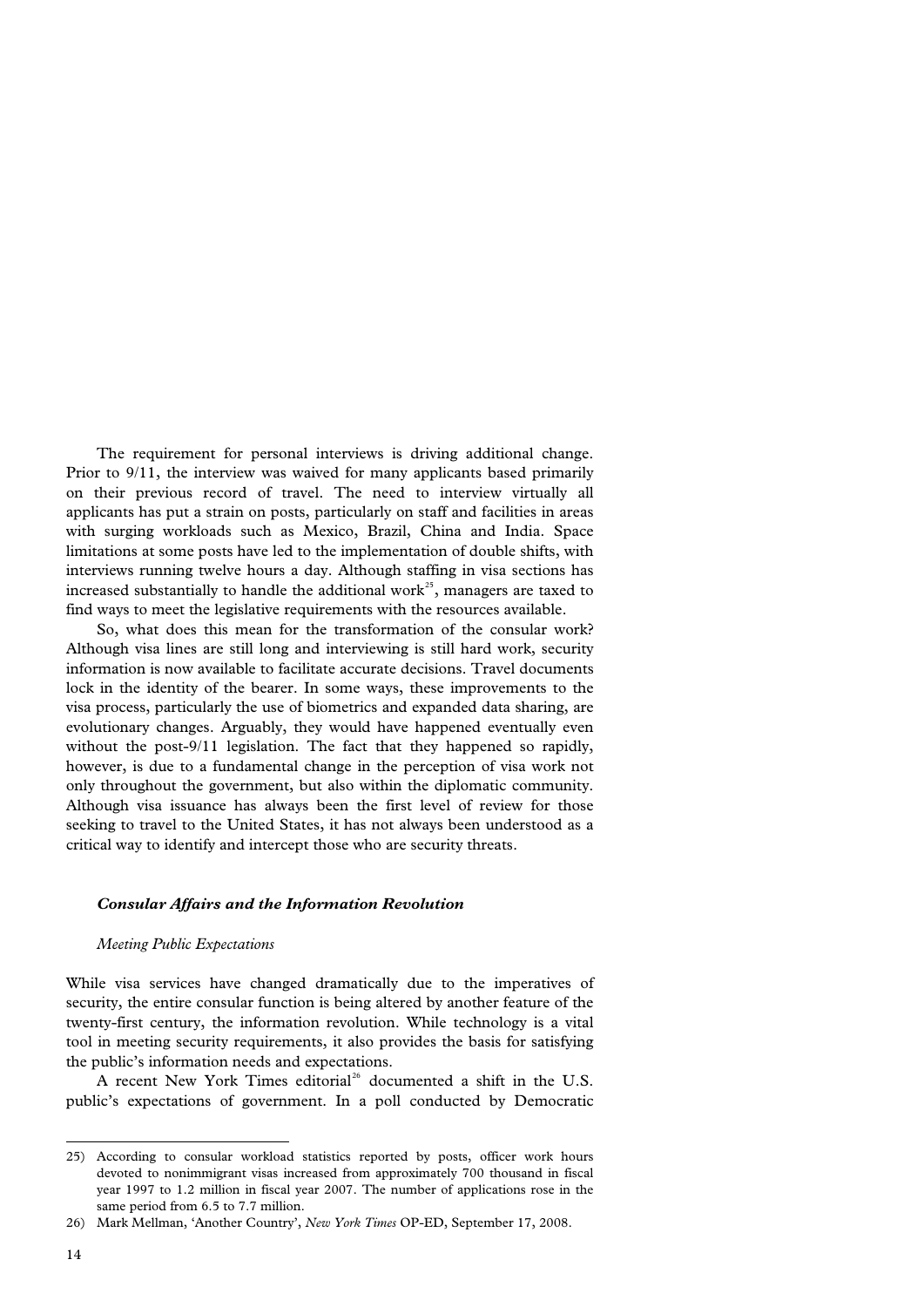The requirement for personal interviews is driving additional change. Prior to 9/11, the interview was waived for many applicants based primarily on their previous record of travel. The need to interview virtually all applicants has put a strain on posts, particularly on staff and facilities in areas with surging workloads such as Mexico, Brazil, China and India. Space limitations at some posts have led to the implementation of double shifts, with interviews running twelve hours a day. Although staffing in visa sections has increased substantially to handle the additional work[25], managers are taxed to find ways to meet the legislative requirements with the resources available.

So, what does this mean for the transformation of the consular work? Although visa lines are still long and interviewing is still hard work, security information is now available to facilitate accurate decisions. Travel documents lock in the identity of the bearer. In some ways, these improvements to the visa process, particularly the use of biometrics and expanded data sharing, are evolutionary changes. Arguably, they would have happened eventually even without the post-9/11 legislation. The fact that they happened so rapidly, however, is due to a fundamental change in the perception of visa work not only throughout the government, but also within the diplomatic community. Although visa issuance has always been the first level of review for those seeking to travel to the United States, it has not always been understood as a critical way to identify and intercept those who are security threats.

### *Consular Affairs and the Information Revolution*

#### *Meeting Public Expectations*

While visa services have changed dramatically due to the imperatives of security, the entire consular function is being altered by another feature of the twenty-first century, the information revolution. While technology is a vital tool in meeting security requirements, it also provides the basis for satisfying the public's information needs and expectations.

A recent New York Times editorial[26] documented a shift in the U.S. public's expectations of government. In a poll conducted by Democratic

---

25) According to consular workload statistics reported by posts, officer work hours devoted to nonimmigrant visas increased from approximately 700 thousand in fiscal year 1997 to 1.2 million in fiscal year 2007. The number of applications rose in the same period from 6.5 to 7.7 million.

26) Mark Mellman, 'Another Country', *New York Times* OP-ED, September 17, 2008.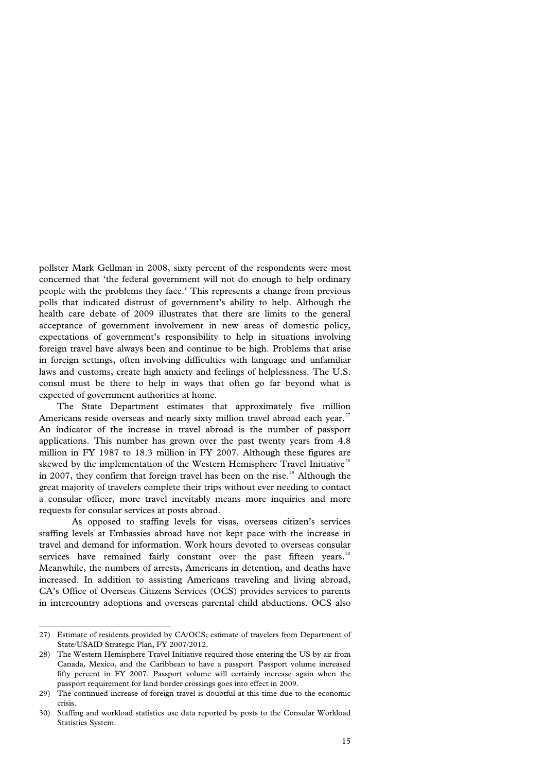pollster Mark Gellman in 2008, sixty percent of the respondents were most concerned that 'the federal government will not do enough to help ordinary people with the problems they face.' This represents a change from previous polls that indicated distrust of government's ability to help. Although the health care debate of 2009 illustrates that there are limits to the general acceptance of government involvement in new areas of domestic policy, expectations of government's responsibility to help in situations involving foreign travel have always been and continue to be high. Problems that arise in foreign settings, often involving difficulties with language and unfamiliar laws and customs, create high anxiety and feelings of helplessness. The U.S. consul must be there to help in ways that often go far beyond what is expected of government authorities at home.

The State Department estimates that approximately five million Americans reside overseas and nearly sixty million travel abroad each year.[27] An indicator of the increase in travel abroad is the number of passport applications. This number has grown over the past twenty years from 4.8 million in FY 1987 to 18.3 million in FY 2007. Although these figures are skewed by the implementation of the Western Hemisphere Travel Initiative[28] in 2007, they confirm that foreign travel has been on the rise.[29] Although the great majority of travelers complete their trips without ever needing to contact a consular officer, more travel inevitably means more inquiries and more requests for consular services at posts abroad.

As opposed to staffing levels for visas, overseas citizen's services staffing levels at Embassies abroad have not kept pace with the increase in travel and demand for information. Work hours devoted to overseas consular services have remained fairly constant over the past fifteen years.[30] Meanwhile, the numbers of arrests, Americans in detention, and deaths have increased. In addition to assisting Americans traveling and living abroad, CA's Office of Overseas Citizens Services (OCS) provides services to parents in intercountry adoptions and overseas parental child abductions. OCS also

---

27) Estimate of residents provided by CA/OCS; estimate of travelers from Department of State/USAID Strategic Plan, FY 2007/2012.

28) The Western Hemisphere Travel Initiative required those entering the US by air from Canada, Mexico, and the Caribbean to have a passport. Passport volume increased fifty percent in FY 2007. Passport volume will certainly increase again when the passport requirement for land border crossings goes into effect in 2009.

29) The continued increase of foreign travel is doubtful at this time due to the economic crisis.

30) Staffing and workload statistics use data reported by posts to the Consular Workload Statistics System.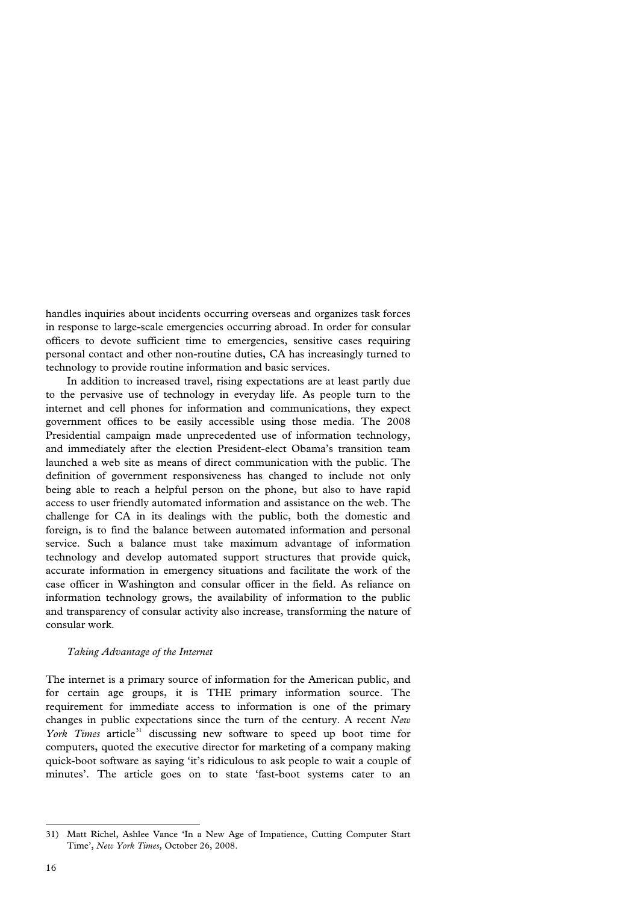handles inquiries about incidents occurring overseas and organizes task forces in response to large-scale emergencies occurring abroad. In order for consular officers to devote sufficient time to emergencies, sensitive cases requiring personal contact and other non-routine duties, CA has increasingly turned to technology to provide routine information and basic services.

In addition to increased travel, rising expectations are at least partly due to the pervasive use of technology in everyday life. As people turn to the internet and cell phones for information and communications, they expect government offices to be easily accessible using those media. The 2008 Presidential campaign made unprecedented use of information technology, and immediately after the election President-elect Obama's transition team launched a web site as means of direct communication with the public. The definition of government responsiveness has changed to include not only being able to reach a helpful person on the phone, but also to have rapid access to user friendly automated information and assistance on the web. The challenge for CA in its dealings with the public, both the domestic and foreign, is to find the balance between automated information and personal service. Such a balance must take maximum advantage of information technology and develop automated support structures that provide quick, accurate information in emergency situations and facilitate the work of the case officer in Washington and consular officer in the field. As reliance on information technology grows, the availability of information to the public and transparency of consular activity also increase, transforming the nature of consular work.

### *Taking Advantage of the Internet*

The internet is a primary source of information for the American public, and for certain age groups, it is THE primary information source. The requirement for immediate access to information is one of the primary changes in public expectations since the turn of the century. A recent *New York Times* article[31] discussing new software to speed up boot time for computers, quoted the executive director for marketing of a company making quick-boot software as saying 'it's ridiculous to ask people to wait a couple of minutes'. The article goes on to state 'fast-boot systems cater to an

---

31) Matt Richel, Ashlee Vance 'In a New Age of Impatience, Cutting Computer Start Time', *New York Times*, October 26, 2008.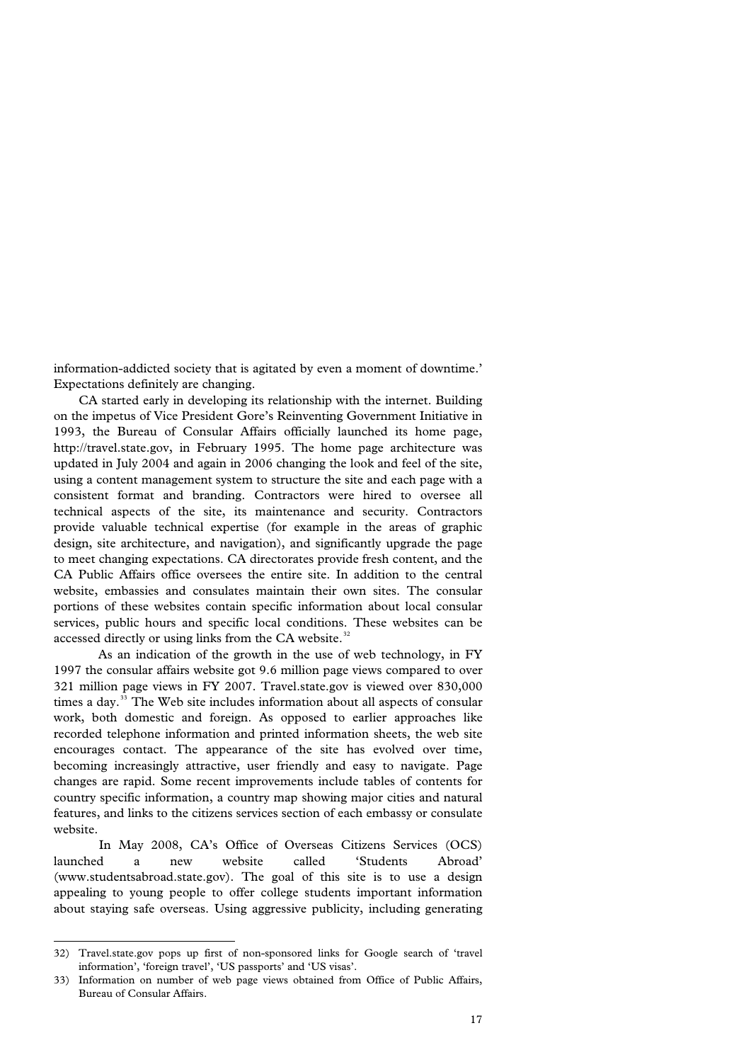information-addicted society that is agitated by even a moment of downtime.' Expectations definitely are changing.

CA started early in developing its relationship with the internet. Building on the impetus of Vice President Gore's Reinventing Government Initiative in 1993, the Bureau of Consular Affairs officially launched its home page, http://travel.state.gov, in February 1995. The home page architecture was updated in July 2004 and again in 2006 changing the look and feel of the site, using a content management system to structure the site and each page with a consistent format and branding. Contractors were hired to oversee all technical aspects of the site, its maintenance and security. Contractors provide valuable technical expertise (for example in the areas of graphic design, site architecture, and navigation), and significantly upgrade the page to meet changing expectations. CA directorates provide fresh content, and the CA Public Affairs office oversees the entire site. In addition to the central website, embassies and consulates maintain their own sites. The consular portions of these websites contain specific information about local consular services, public hours and specific local conditions. These websites can be accessed directly or using links from the CA website.[32]

As an indication of the growth in the use of web technology, in FY 1997 the consular affairs website got 9.6 million page views compared to over 321 million page views in FY 2007. Travel.state.gov is viewed over 830,000 times a day.[33] The Web site includes information about all aspects of consular work, both domestic and foreign. As opposed to earlier approaches like recorded telephone information and printed information sheets, the web site encourages contact. The appearance of the site has evolved over time, becoming increasingly attractive, user friendly and easy to navigate. Page changes are rapid. Some recent improvements include tables of contents for country specific information, a country map showing major cities and natural features, and links to the citizens services section of each embassy or consulate website.

In May 2008, CA's Office of Overseas Citizens Services (OCS) launched a new website called 'Students Abroad' (www.studentsabroad.state.gov). The goal of this site is to use a design appealing to young people to offer college students important information about staying safe overseas. Using aggressive publicity, including generating

32) Travel.state.gov pops up first of non-sponsored links for Google search of 'travel information', 'foreign travel', 'US passports' and 'US visas'.

33) Information on number of web page views obtained from Office of Public Affairs, Bureau of Consular Affairs.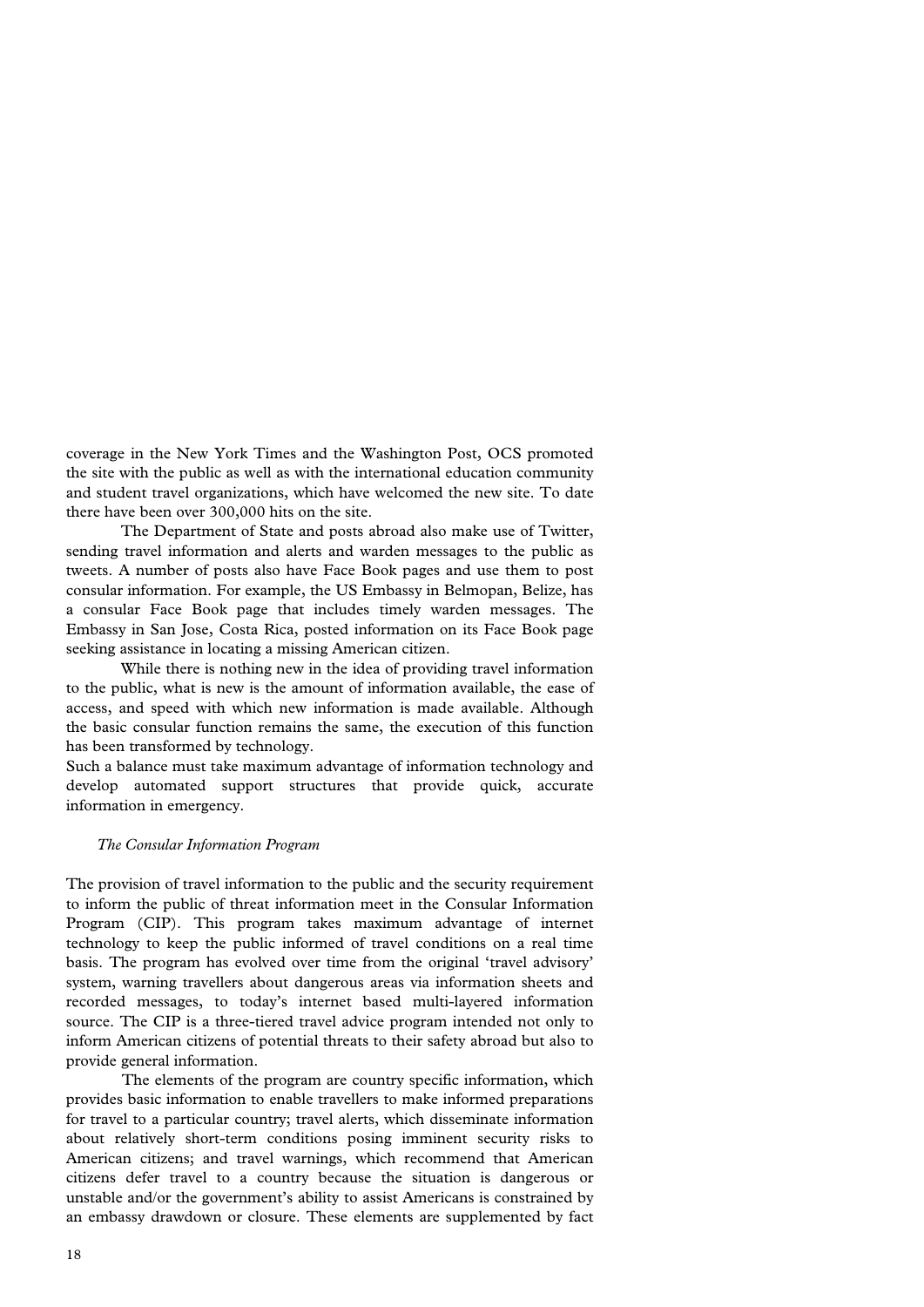coverage in the New York Times and the Washington Post, OCS promoted the site with the public as well as with the international education community and student travel organizations, which have welcomed the new site. To date there have been over 300,000 hits on the site.

The Department of State and posts abroad also make use of Twitter, sending travel information and alerts and warden messages to the public as tweets. A number of posts also have Face Book pages and use them to post consular information. For example, the US Embassy in Belmopan, Belize, has a consular Face Book page that includes timely warden messages. The Embassy in San Jose, Costa Rica, posted information on its Face Book page seeking assistance in locating a missing American citizen.

While there is nothing new in the idea of providing travel information to the public, what is new is the amount of information available, the ease of access, and speed with which new information is made available. Although the basic consular function remains the same, the execution of this function has been transformed by technology.
Such a balance must take maximum advantage of information technology and develop automated support structures that provide quick, accurate information in emergency.

*The Consular Information Program*

The provision of travel information to the public and the security requirement to inform the public of threat information meet in the Consular Information Program (CIP). This program takes maximum advantage of internet technology to keep the public informed of travel conditions on a real time basis. The program has evolved over time from the original 'travel advisory' system, warning travellers about dangerous areas via information sheets and recorded messages, to today's internet based multi-layered information source. The CIP is a three-tiered travel advice program intended not only to inform American citizens of potential threats to their safety abroad but also to provide general information.

The elements of the program are country specific information, which provides basic information to enable travellers to make informed preparations for travel to a particular country; travel alerts, which disseminate information about relatively short-term conditions posing imminent security risks to American citizens; and travel warnings, which recommend that American citizens defer travel to a country because the situation is dangerous or unstable and/or the government's ability to assist Americans is constrained by an embassy drawdown or closure. These elements are supplemented by fact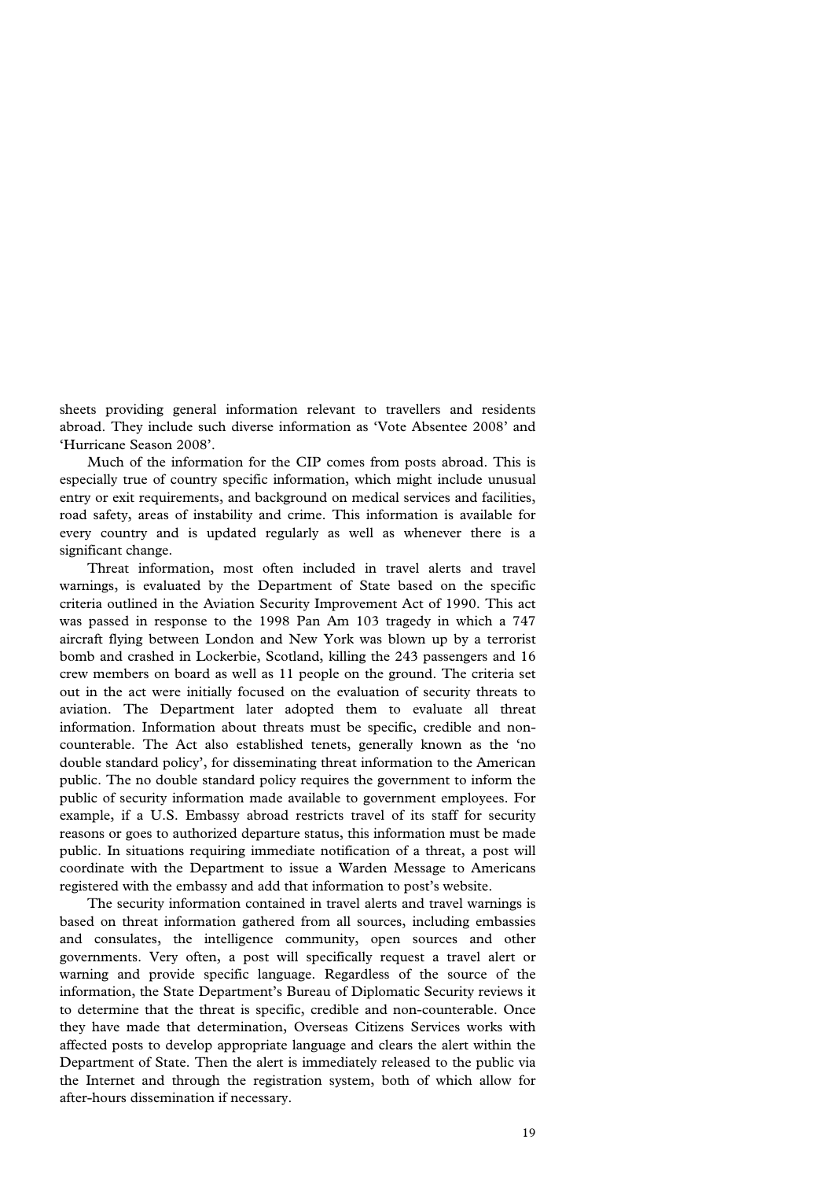sheets providing general information relevant to travellers and residents abroad. They include such diverse information as 'Vote Absentee 2008' and 'Hurricane Season 2008'.

Much of the information for the CIP comes from posts abroad. This is especially true of country specific information, which might include unusual entry or exit requirements, and background on medical services and facilities, road safety, areas of instability and crime. This information is available for every country and is updated regularly as well as whenever there is a significant change.

Threat information, most often included in travel alerts and travel warnings, is evaluated by the Department of State based on the specific criteria outlined in the Aviation Security Improvement Act of 1990. This act was passed in response to the 1998 Pan Am 103 tragedy in which a 747 aircraft flying between London and New York was blown up by a terrorist bomb and crashed in Lockerbie, Scotland, killing the 243 passengers and 16 crew members on board as well as 11 people on the ground. The criteria set out in the act were initially focused on the evaluation of security threats to aviation. The Department later adopted them to evaluate all threat information. Information about threats must be specific, credible and non-counterable. The Act also established tenets, generally known as the 'no double standard policy', for disseminating threat information to the American public. The no double standard policy requires the government to inform the public of security information made available to government employees. For example, if a U.S. Embassy abroad restricts travel of its staff for security reasons or goes to authorized departure status, this information must be made public. In situations requiring immediate notification of a threat, a post will coordinate with the Department to issue a Warden Message to Americans registered with the embassy and add that information to post's website.

The security information contained in travel alerts and travel warnings is based on threat information gathered from all sources, including embassies and consulates, the intelligence community, open sources and other governments. Very often, a post will specifically request a travel alert or warning and provide specific language. Regardless of the source of the information, the State Department's Bureau of Diplomatic Security reviews it to determine that the threat is specific, credible and non-counterable. Once they have made that determination, Overseas Citizens Services works with affected posts to develop appropriate language and clears the alert within the Department of State. Then the alert is immediately released to the public via the Internet and through the registration system, both of which allow for after-hours dissemination if necessary.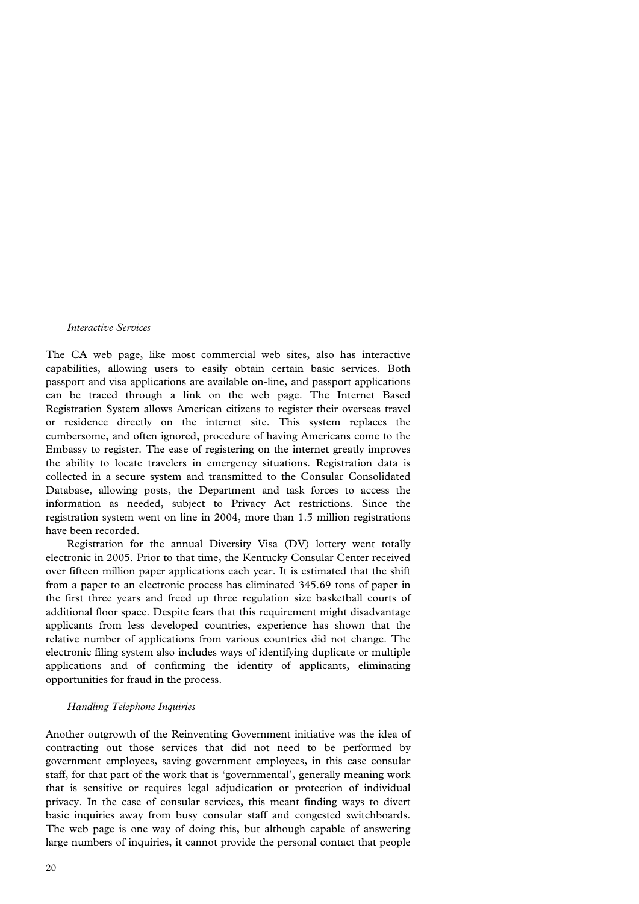*Interactive Services*

The CA web page, like most commercial web sites, also has interactive capabilities, allowing users to easily obtain certain basic services. Both passport and visa applications are available on-line, and passport applications can be traced through a link on the web page. The Internet Based Registration System allows American citizens to register their overseas travel or residence directly on the internet site. This system replaces the cumbersome, and often ignored, procedure of having Americans come to the Embassy to register. The ease of registering on the internet greatly improves the ability to locate travelers in emergency situations. Registration data is collected in a secure system and transmitted to the Consular Consolidated Database, allowing posts, the Department and task forces to access the information as needed, subject to Privacy Act restrictions. Since the registration system went on line in 2004, more than 1.5 million registrations have been recorded.

Registration for the annual Diversity Visa (DV) lottery went totally electronic in 2005. Prior to that time, the Kentucky Consular Center received over fifteen million paper applications each year. It is estimated that the shift from a paper to an electronic process has eliminated 345.69 tons of paper in the first three years and freed up three regulation size basketball courts of additional floor space. Despite fears that this requirement might disadvantage applicants from less developed countries, experience has shown that the relative number of applications from various countries did not change. The electronic filing system also includes ways of identifying duplicate or multiple applications and of confirming the identity of applicants, eliminating opportunities for fraud in the process.

*Handling Telephone Inquiries*

Another outgrowth of the Reinventing Government initiative was the idea of contracting out those services that did not need to be performed by government employees, saving government employees, in this case consular staff, for that part of the work that is 'governmental', generally meaning work that is sensitive or requires legal adjudication or protection of individual privacy. In the case of consular services, this meant finding ways to divert basic inquiries away from busy consular staff and congested switchboards. The web page is one way of doing this, but although capable of answering large numbers of inquiries, it cannot provide the personal contact that people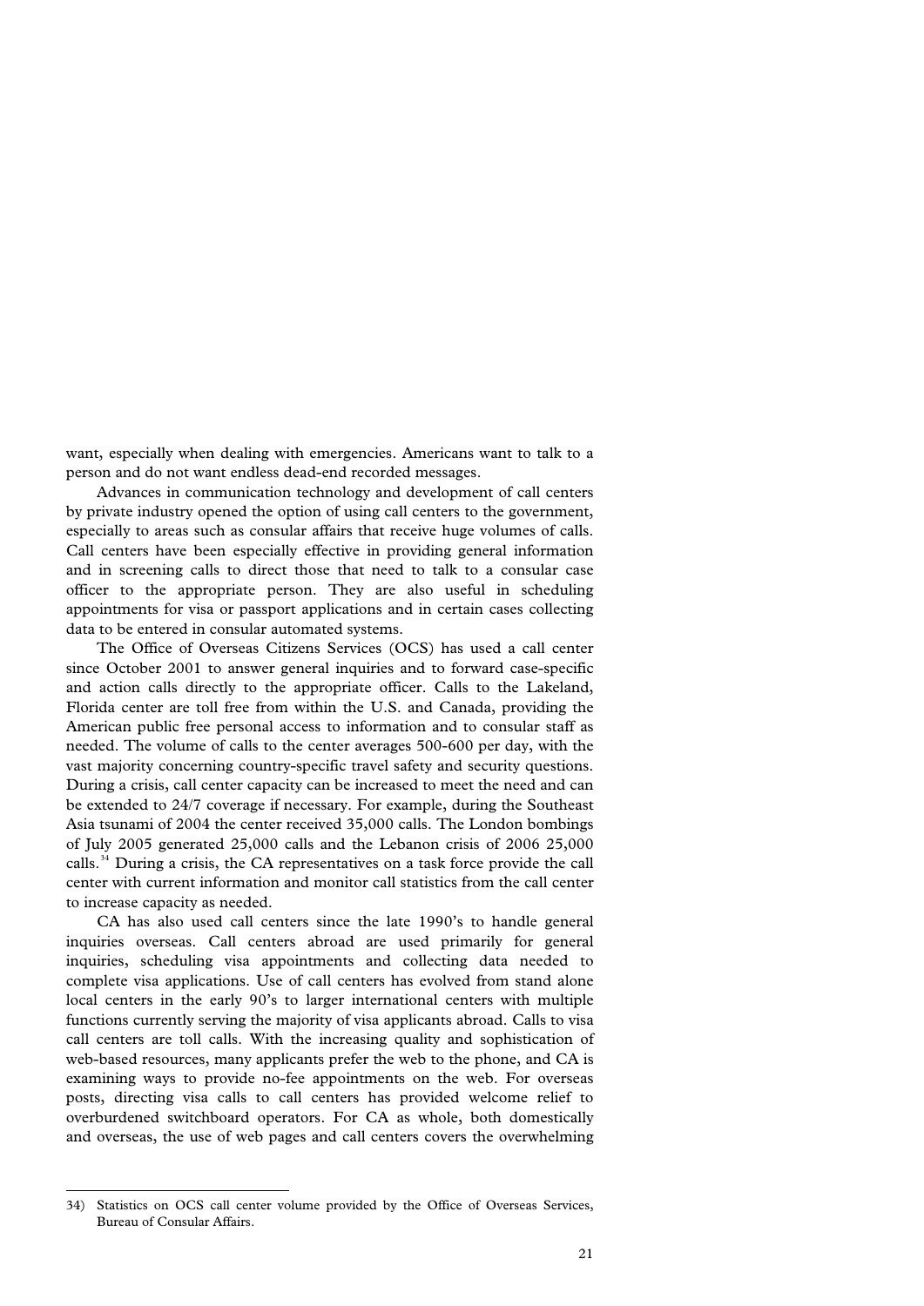want, especially when dealing with emergencies. Americans want to talk to a person and do not want endless dead-end recorded messages.

Advances in communication technology and development of call centers by private industry opened the option of using call centers to the government, especially to areas such as consular affairs that receive huge volumes of calls. Call centers have been especially effective in providing general information and in screening calls to direct those that need to talk to a consular case officer to the appropriate person. They are also useful in scheduling appointments for visa or passport applications and in certain cases collecting data to be entered in consular automated systems.

The Office of Overseas Citizens Services (OCS) has used a call center since October 2001 to answer general inquiries and to forward case-specific and action calls directly to the appropriate officer. Calls to the Lakeland, Florida center are toll free from within the U.S. and Canada, providing the American public free personal access to information and to consular staff as needed. The volume of calls to the center averages 500-600 per day, with the vast majority concerning country-specific travel safety and security questions. During a crisis, call center capacity can be increased to meet the need and can be extended to 24/7 coverage if necessary. For example, during the Southeast Asia tsunami of 2004 the center received 35,000 calls. The London bombings of July 2005 generated 25,000 calls and the Lebanon crisis of 2006 25,000 calls.[34] During a crisis, the CA representatives on a task force provide the call center with current information and monitor call statistics from the call center to increase capacity as needed.

CA has also used call centers since the late 1990's to handle general inquiries overseas. Call centers abroad are used primarily for general inquiries, scheduling visa appointments and collecting data needed to complete visa applications. Use of call centers has evolved from stand alone local centers in the early 90's to larger international centers with multiple functions currently serving the majority of visa applicants abroad. Calls to visa call centers are toll calls. With the increasing quality and sophistication of web-based resources, many applicants prefer the web to the phone, and CA is examining ways to provide no-fee appointments on the web. For overseas posts, directing visa calls to call centers has provided welcome relief to overburdened switchboard operators. For CA as whole, both domestically and overseas, the use of web pages and call centers covers the overwhelming

---

34) Statistics on OCS call center volume provided by the Office of Overseas Services, Bureau of Consular Affairs.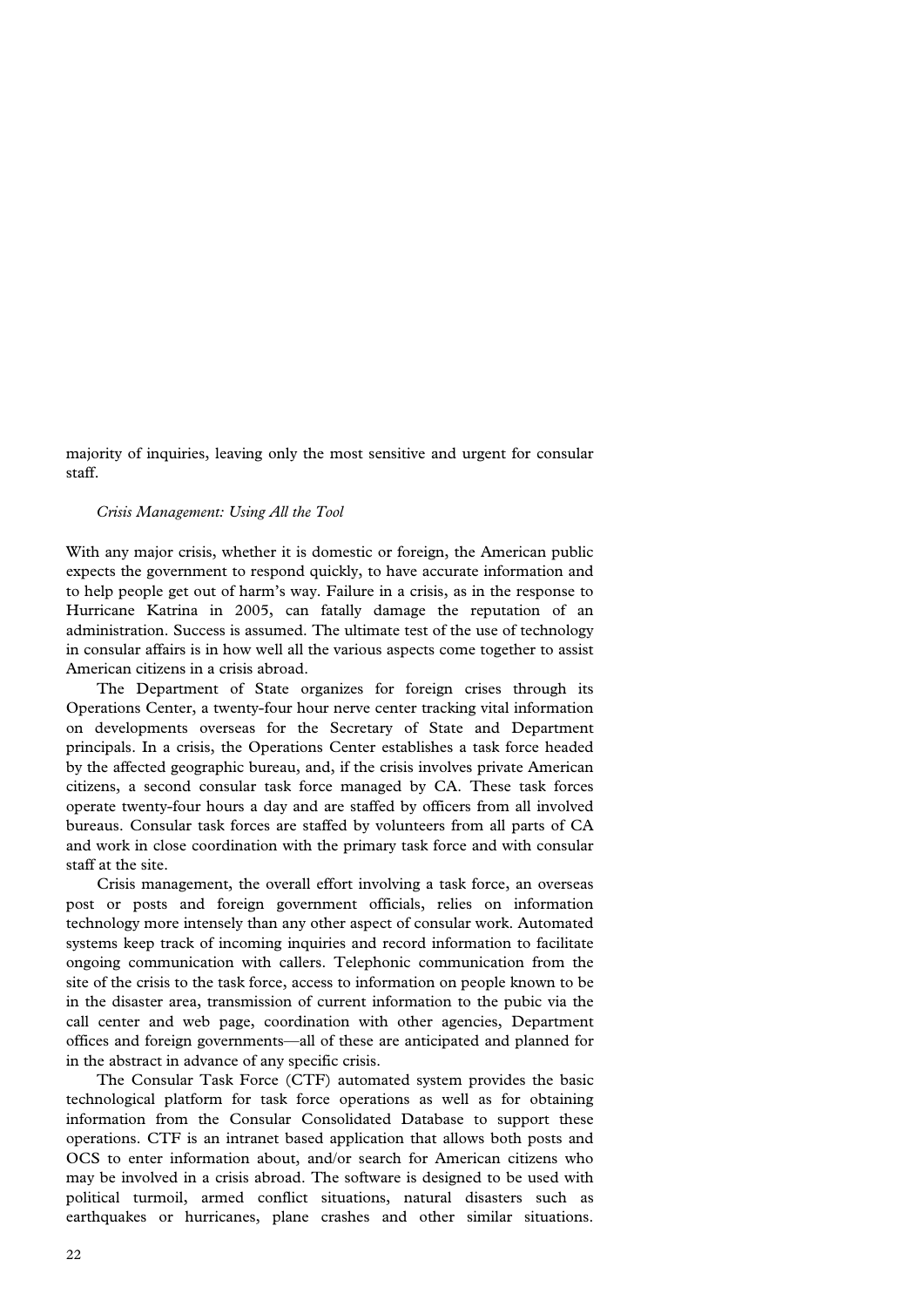majority of inquiries, leaving only the most sensitive and urgent for consular staff.

### *Crisis Management: Using All the Tool*

With any major crisis, whether it is domestic or foreign, the American public expects the government to respond quickly, to have accurate information and to help people get out of harm's way. Failure in a crisis, as in the response to Hurricane Katrina in 2005, can fatally damage the reputation of an administration. Success is assumed. The ultimate test of the use of technology in consular affairs is in how well all the various aspects come together to assist American citizens in a crisis abroad.

The Department of State organizes for foreign crises through its Operations Center, a twenty-four hour nerve center tracking vital information on developments overseas for the Secretary of State and Department principals. In a crisis, the Operations Center establishes a task force headed by the affected geographic bureau, and, if the crisis involves private American citizens, a second consular task force managed by CA. These task forces operate twenty-four hours a day and are staffed by officers from all involved bureaus. Consular task forces are staffed by volunteers from all parts of CA and work in close coordination with the primary task force and with consular staff at the site.

Crisis management, the overall effort involving a task force, an overseas post or posts and foreign government officials, relies on information technology more intensely than any other aspect of consular work. Automated systems keep track of incoming inquiries and record information to facilitate ongoing communication with callers. Telephonic communication from the site of the crisis to the task force, access to information on people known to be in the disaster area, transmission of current information to the pubic via the call center and web page, coordination with other agencies, Department offices and foreign governments—all of these are anticipated and planned for in the abstract in advance of any specific crisis.

The Consular Task Force (CTF) automated system provides the basic technological platform for task force operations as well as for obtaining information from the Consular Consolidated Database to support these operations. CTF is an intranet based application that allows both posts and OCS to enter information about, and/or search for American citizens who may be involved in a crisis abroad. The software is designed to be used with political turmoil, armed conflict situations, natural disasters such as earthquakes or hurricanes, plane crashes and other similar situations.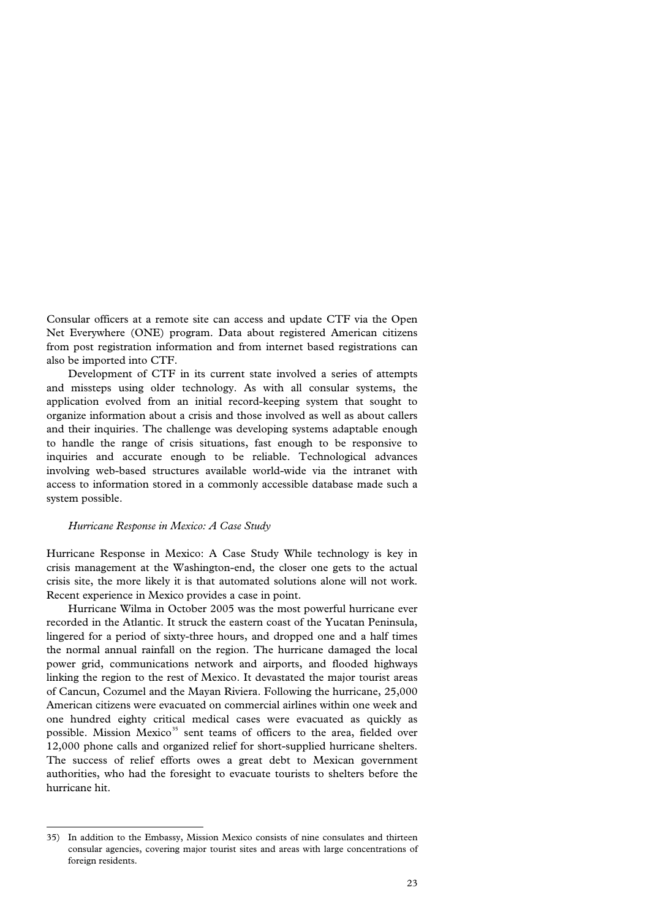Consular officers at a remote site can access and update CTF via the Open Net Everywhere (ONE) program. Data about registered American citizens from post registration information and from internet based registrations can also be imported into CTF.

Development of CTF in its current state involved a series of attempts and missteps using older technology. As with all consular systems, the application evolved from an initial record-keeping system that sought to organize information about a crisis and those involved as well as about callers and their inquiries. The challenge was developing systems adaptable enough to handle the range of crisis situations, fast enough to be responsive to inquiries and accurate enough to be reliable. Technological advances involving web-based structures available world-wide via the intranet with access to information stored in a commonly accessible database made such a system possible.

### *Hurricane Response in Mexico: A Case Study*

Hurricane Response in Mexico: A Case Study While technology is key in crisis management at the Washington-end, the closer one gets to the actual crisis site, the more likely it is that automated solutions alone will not work. Recent experience in Mexico provides a case in point.

Hurricane Wilma in October 2005 was the most powerful hurricane ever recorded in the Atlantic. It struck the eastern coast of the Yucatan Peninsula, lingered for a period of sixty-three hours, and dropped one and a half times the normal annual rainfall on the region. The hurricane damaged the local power grid, communications network and airports, and flooded highways linking the region to the rest of Mexico. It devastated the major tourist areas of Cancun, Cozumel and the Mayan Riviera. Following the hurricane, 25,000 American citizens were evacuated on commercial airlines within one week and one hundred eighty critical medical cases were evacuated as quickly as possible. Mission Mexico[35] sent teams of officers to the area, fielded over 12,000 phone calls and organized relief for short-supplied hurricane shelters. The success of relief efforts owes a great debt to Mexican government authorities, who had the foresight to evacuate tourists to shelters before the hurricane hit.

---

35) In addition to the Embassy, Mission Mexico consists of nine consulates and thirteen consular agencies, covering major tourist sites and areas with large concentrations of foreign residents.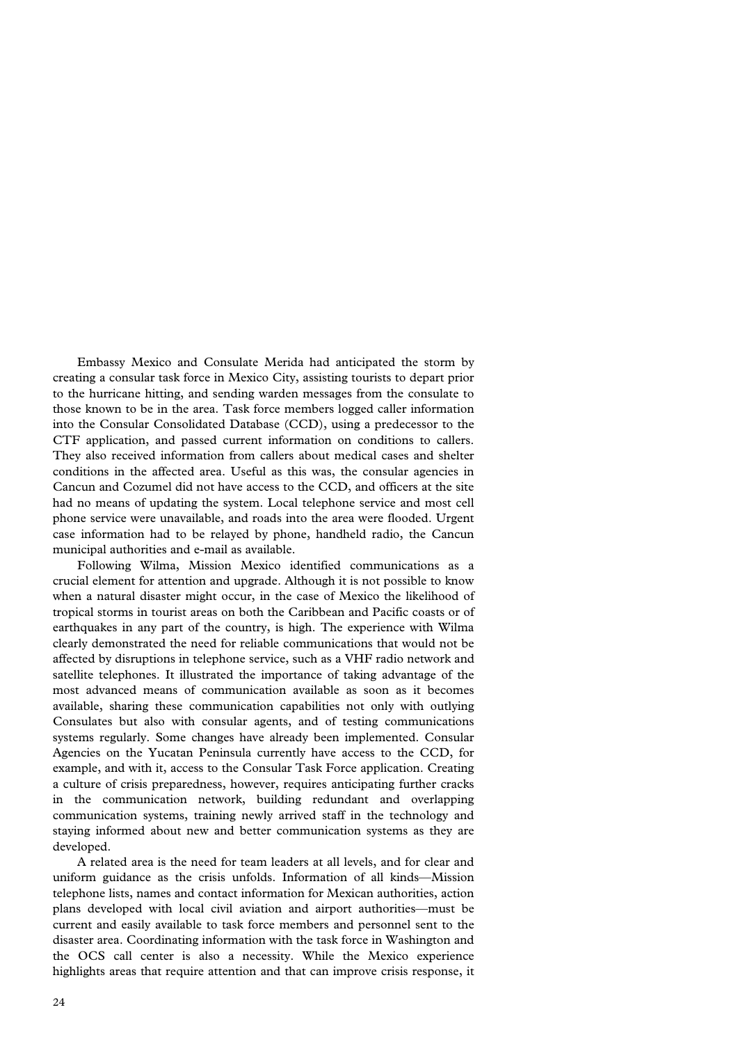Embassy Mexico and Consulate Merida had anticipated the storm by creating a consular task force in Mexico City, assisting tourists to depart prior to the hurricane hitting, and sending warden messages from the consulate to those known to be in the area. Task force members logged caller information into the Consular Consolidated Database (CCD), using a predecessor to the CTF application, and passed current information on conditions to callers. They also received information from callers about medical cases and shelter conditions in the affected area. Useful as this was, the consular agencies in Cancun and Cozumel did not have access to the CCD, and officers at the site had no means of updating the system. Local telephone service and most cell phone service were unavailable, and roads into the area were flooded. Urgent case information had to be relayed by phone, handheld radio, the Cancun municipal authorities and e-mail as available.

Following Wilma, Mission Mexico identified communications as a crucial element for attention and upgrade. Although it is not possible to know when a natural disaster might occur, in the case of Mexico the likelihood of tropical storms in tourist areas on both the Caribbean and Pacific coasts or of earthquakes in any part of the country, is high. The experience with Wilma clearly demonstrated the need for reliable communications that would not be affected by disruptions in telephone service, such as a VHF radio network and satellite telephones. It illustrated the importance of taking advantage of the most advanced means of communication available as soon as it becomes available, sharing these communication capabilities not only with outlying Consulates but also with consular agents, and of testing communications systems regularly. Some changes have already been implemented. Consular Agencies on the Yucatan Peninsula currently have access to the CCD, for example, and with it, access to the Consular Task Force application. Creating a culture of crisis preparedness, however, requires anticipating further cracks in the communication network, building redundant and overlapping communication systems, training newly arrived staff in the technology and staying informed about new and better communication systems as they are developed.

A related area is the need for team leaders at all levels, and for clear and uniform guidance as the crisis unfolds. Information of all kinds—Mission telephone lists, names and contact information for Mexican authorities, action plans developed with local civil aviation and airport authorities—must be current and easily available to task force members and personnel sent to the disaster area. Coordinating information with the task force in Washington and the OCS call center is also a necessity. While the Mexico experience highlights areas that require attention and that can improve crisis response, it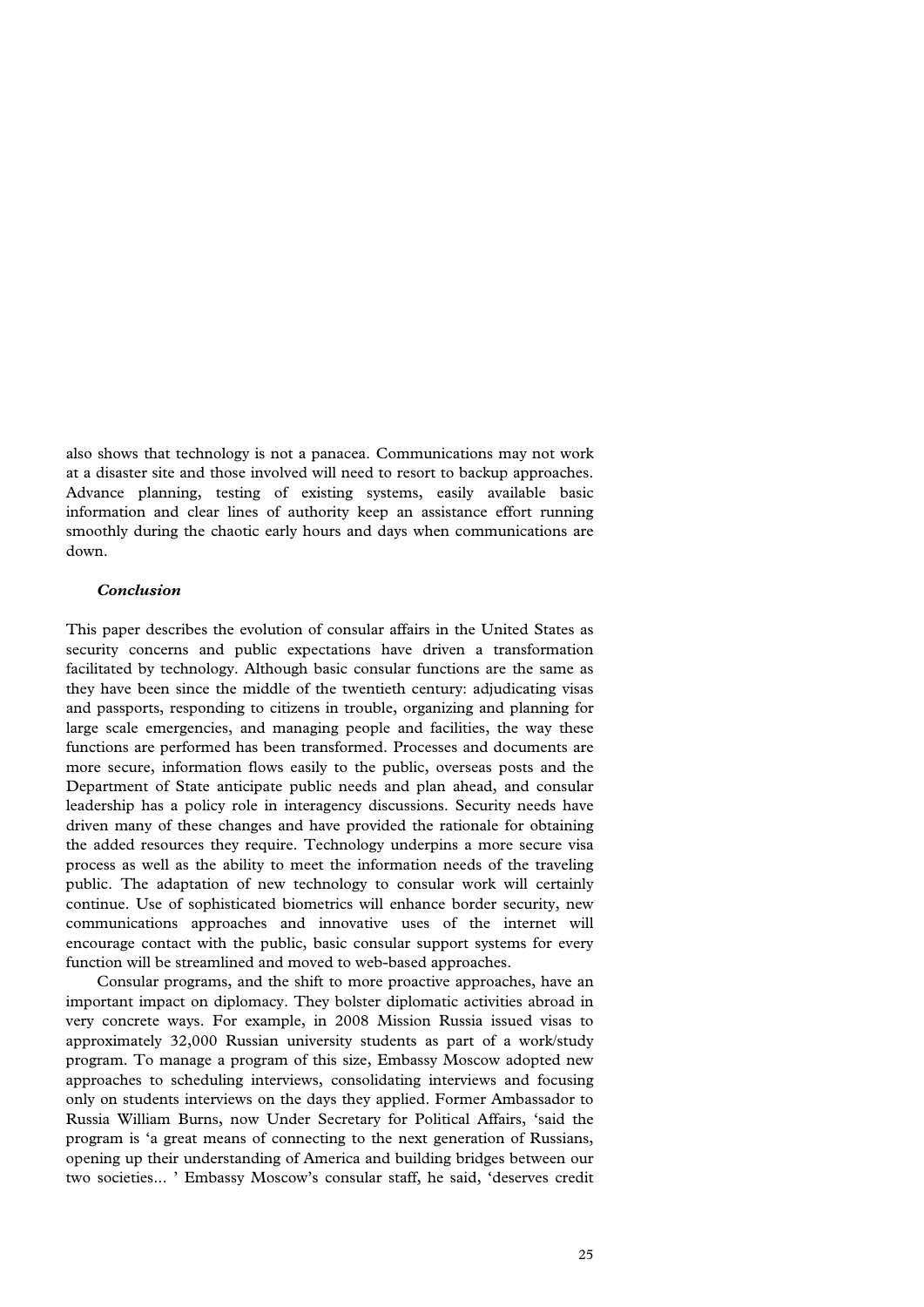also shows that technology is not a panacea. Communications may not work at a disaster site and those involved will need to resort to backup approaches. Advance planning, testing of existing systems, easily available basic information and clear lines of authority keep an assistance effort running smoothly during the chaotic early hours and days when communications are down.

### *Conclusion*

This paper describes the evolution of consular affairs in the United States as security concerns and public expectations have driven a transformation facilitated by technology. Although basic consular functions are the same as they have been since the middle of the twentieth century: adjudicating visas and passports, responding to citizens in trouble, organizing and planning for large scale emergencies, and managing people and facilities, the way these functions are performed has been transformed. Processes and documents are more secure, information flows easily to the public, overseas posts and the Department of State anticipate public needs and plan ahead, and consular leadership has a policy role in interagency discussions. Security needs have driven many of these changes and have provided the rationale for obtaining the added resources they require. Technology underpins a more secure visa process as well as the ability to meet the information needs of the traveling public. The adaptation of new technology to consular work will certainly continue. Use of sophisticated biometrics will enhance border security, new communications approaches and innovative uses of the internet will encourage contact with the public, basic consular support systems for every function will be streamlined and moved to web-based approaches.

Consular programs, and the shift to more proactive approaches, have an important impact on diplomacy. They bolster diplomatic activities abroad in very concrete ways. For example, in 2008 Mission Russia issued visas to approximately 32,000 Russian university students as part of a work/study program. To manage a program of this size, Embassy Moscow adopted new approaches to scheduling interviews, consolidating interviews and focusing only on students interviews on the days they applied. Former Ambassador to Russia William Burns, now Under Secretary for Political Affairs, 'said the program is 'a great means of connecting to the next generation of Russians, opening up their understanding of America and building bridges between our two societies... ' Embassy Moscow's consular staff, he said, 'deserves credit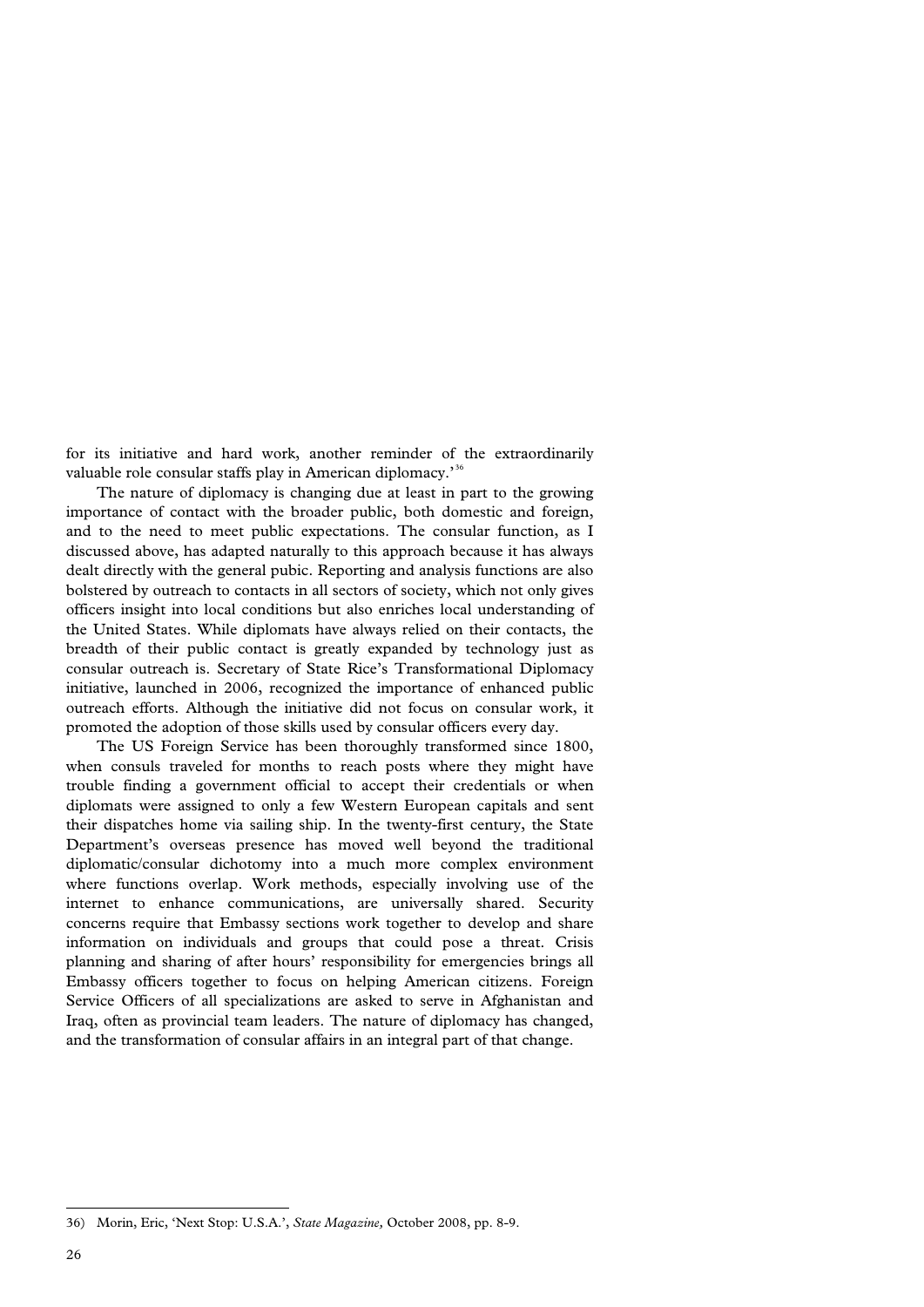for its initiative and hard work, another reminder of the extraordinarily valuable role consular staffs play in American diplomacy.'[36]

The nature of diplomacy is changing due at least in part to the growing importance of contact with the broader public, both domestic and foreign, and to the need to meet public expectations. The consular function, as I discussed above, has adapted naturally to this approach because it has always dealt directly with the general pubic. Reporting and analysis functions are also bolstered by outreach to contacts in all sectors of society, which not only gives officers insight into local conditions but also enriches local understanding of the United States. While diplomats have always relied on their contacts, the breadth of their public contact is greatly expanded by technology just as consular outreach is. Secretary of State Rice's Transformational Diplomacy initiative, launched in 2006, recognized the importance of enhanced public outreach efforts. Although the initiative did not focus on consular work, it promoted the adoption of those skills used by consular officers every day.

The US Foreign Service has been thoroughly transformed since 1800, when consuls traveled for months to reach posts where they might have trouble finding a government official to accept their credentials or when diplomats were assigned to only a few Western European capitals and sent their dispatches home via sailing ship. In the twenty-first century, the State Department's overseas presence has moved well beyond the traditional diplomatic/consular dichotomy into a much more complex environment where functions overlap. Work methods, especially involving use of the internet to enhance communications, are universally shared. Security concerns require that Embassy sections work together to develop and share information on individuals and groups that could pose a threat. Crisis planning and sharing of after hours' responsibility for emergencies brings all Embassy officers together to focus on helping American citizens. Foreign Service Officers of all specializations are asked to serve in Afghanistan and Iraq, often as provincial team leaders. The nature of diplomacy has changed, and the transformation of consular affairs in an integral part of that change.

---

36) Morin, Eric, 'Next Stop: U.S.A.', *State Magazine,* October 2008, pp. 8-9.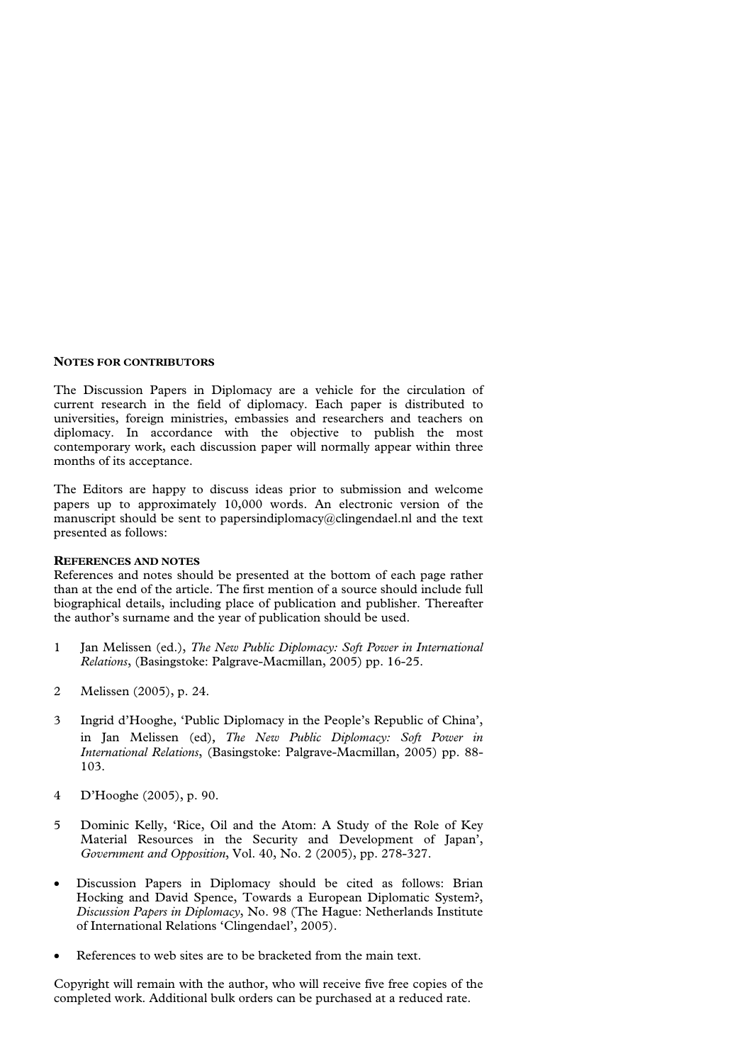## NOTES FOR CONTRIBUTORS

The Discussion Papers in Diplomacy are a vehicle for the circulation of current research in the field of diplomacy. Each paper is distributed to universities, foreign ministries, embassies and researchers and teachers on diplomacy. In accordance with the objective to publish the most contemporary work, each discussion paper will normally appear within three months of its acceptance.

The Editors are happy to discuss ideas prior to submission and welcome papers up to approximately 10,000 words. An electronic version of the manuscript should be sent to papersindiplomacy@clingendael.nl and the text presented as follows:

### REFERENCES AND NOTES

References and notes should be presented at the bottom of each page rather than at the end of the article. The first mention of a source should include full biographical details, including place of publication and publisher. Thereafter the author's surname and the year of publication should be used.

1 Jan Melissen (ed.), *The New Public Diplomacy: Soft Power in International Relations*, (Basingstoke: Palgrave-Macmillan, 2005) pp. 16-25.

2 Melissen (2005), p. 24.

3 Ingrid d'Hooghe, 'Public Diplomacy in the People's Republic of China', in Jan Melissen (ed), *The New Public Diplomacy: Soft Power in International Relations*, (Basingstoke: Palgrave-Macmillan, 2005) pp. 88-103.

4 D'Hooghe (2005), p. 90.

5 Dominic Kelly, 'Rice, Oil and the Atom: A Study of the Role of Key Material Resources in the Security and Development of Japan', *Government and Opposition*, Vol. 40, No. 2 (2005), pp. 278-327.

- Discussion Papers in Diplomacy should be cited as follows: Brian Hocking and David Spence, Towards a European Diplomatic System?, *Discussion Papers in Diplomacy*, No. 98 (The Hague: Netherlands Institute of International Relations 'Clingendael', 2005).

- References to web sites are to be bracketed from the main text.

Copyright will remain with the author, who will receive five free copies of the completed work. Additional bulk orders can be purchased at a reduced rate.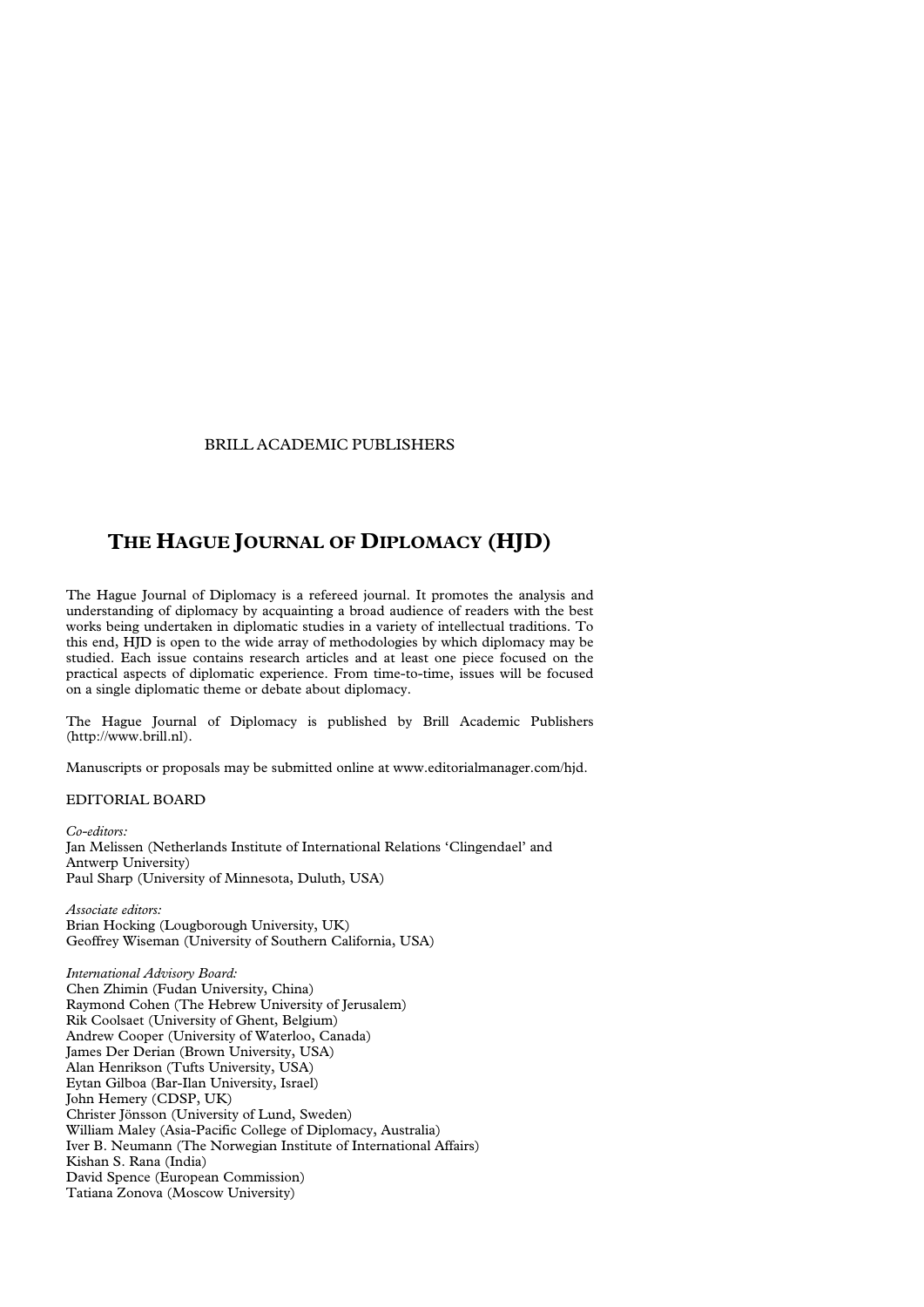BRILL ACADEMIC PUBLISHERS

# THE HAGUE JOURNAL OF DIPLOMACY (HJD)

The Hague Journal of Diplomacy is a refereed journal. It promotes the analysis and understanding of diplomacy by acquainting a broad audience of readers with the best works being undertaken in diplomatic studies in a variety of intellectual traditions. To this end, HJD is open to the wide array of methodologies by which diplomacy may be studied. Each issue contains research articles and at least one piece focused on the practical aspects of diplomatic experience. From time-to-time, issues will be focused on a single diplomatic theme or debate about diplomacy.

The Hague Journal of Diplomacy is published by Brill Academic Publishers (http://www.brill.nl).

Manuscripts or proposals may be submitted online at www.editorialmanager.com/hjd.

EDITORIAL BOARD

*Co-editors:*
Jan Melissen (Netherlands Institute of International Relations 'Clingendael' and Antwerp University)
Paul Sharp (University of Minnesota, Duluth, USA)

*Associate editors:*
Brian Hocking (Lougborough University, UK)
Geoffrey Wiseman (University of Southern California, USA)

*International Advisory Board:*
Chen Zhimin (Fudan University, China)
Raymond Cohen (The Hebrew University of Jerusalem)
Rik Coolsaet (University of Ghent, Belgium)
Andrew Cooper (University of Waterloo, Canada)
James Der Derian (Brown University, USA)
Alan Henrikson (Tufts University, USA)
Eytan Gilboa (Bar-Ilan University, Israel)
John Hemery (CDSP, UK)
Christer Jönsson (University of Lund, Sweden)
William Maley (Asia-Pacific College of Diplomacy, Australia)
Iver B. Neumann (The Norwegian Institute of International Affairs)
Kishan S. Rana (India)
David Spence (European Commission)
Tatiana Zonova (Moscow University)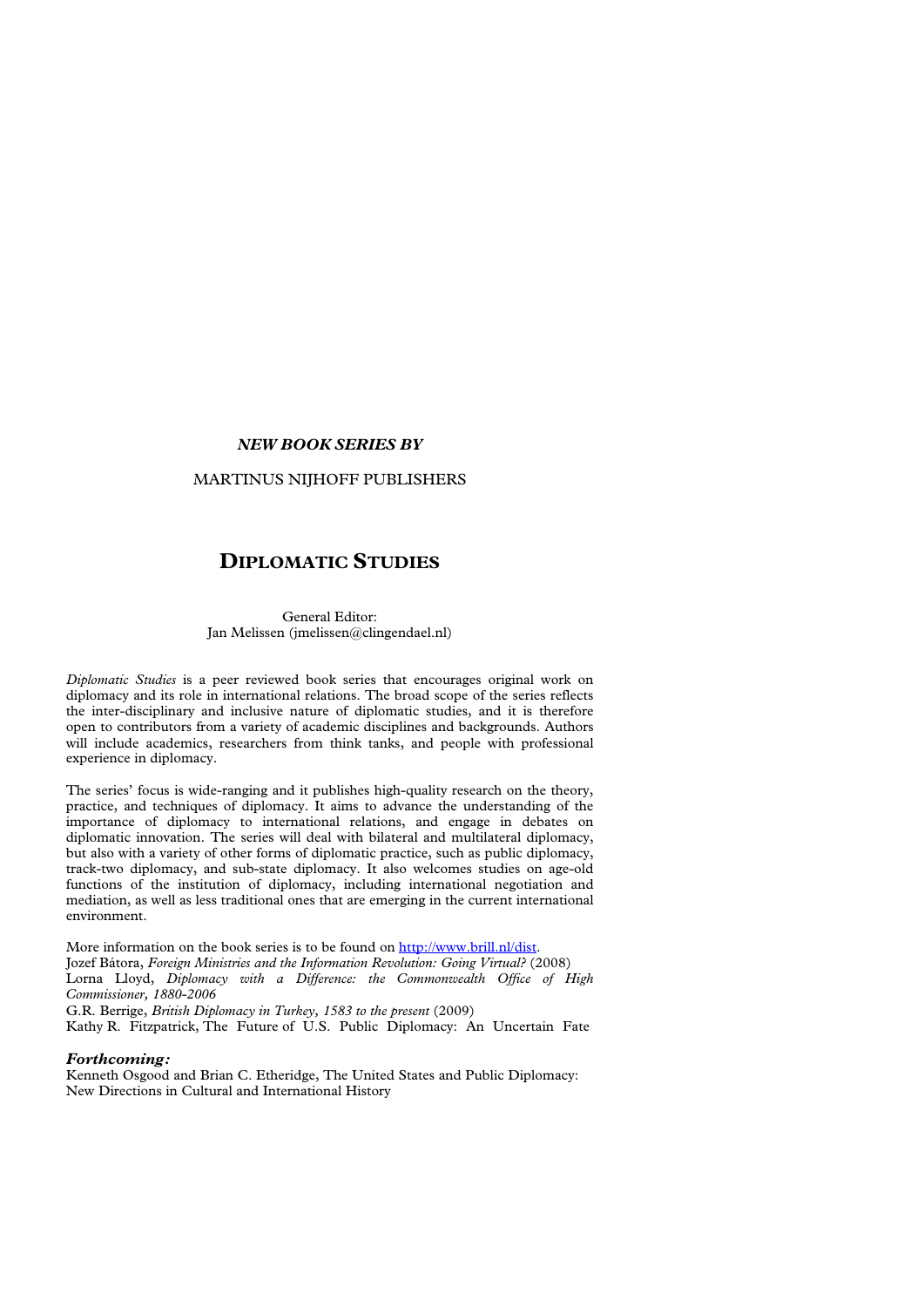***NEW BOOK SERIES BY***

MARTINUS NIJHOFF PUBLISHERS

# DIPLOMATIC STUDIES

General Editor:
Jan Melissen (jmelissen@clingendael.nl)

*Diplomatic Studies* is a peer reviewed book series that encourages original work on diplomacy and its role in international relations. The broad scope of the series reflects the inter-disciplinary and inclusive nature of diplomatic studies, and it is therefore open to contributors from a variety of academic disciplines and backgrounds. Authors will include academics, researchers from think tanks, and people with professional experience in diplomacy.

The series' focus is wide-ranging and it publishes high-quality research on the theory, practice, and techniques of diplomacy. It aims to advance the understanding of the importance of diplomacy to international relations, and engage in debates on diplomatic innovation. The series will deal with bilateral and multilateral diplomacy, but also with a variety of other forms of diplomatic practice, such as public diplomacy, track-two diplomacy, and sub-state diplomacy. It also welcomes studies on age-old functions of the institution of diplomacy, including international negotiation and mediation, as well as less traditional ones that are emerging in the current international environment.

More information on the book series is to be found on http://www.brill.nl/dist.
Jozef Bátora, *Foreign Ministries and the Information Revolution: Going Virtual?* (2008)
Lorna Lloyd, *Diplomacy with a Difference: the Commonwealth Office of High Commissioner, 1880-2006*
G.R. Berrige, *British Diplomacy in Turkey, 1583 to the present* (2009)
Kathy R. Fitzpatrick, The Future of U.S. Public Diplomacy: An Uncertain Fate

***Forthcoming:***
Kenneth Osgood and Brian C. Etheridge, The United States and Public Diplomacy: New Directions in Cultural and International History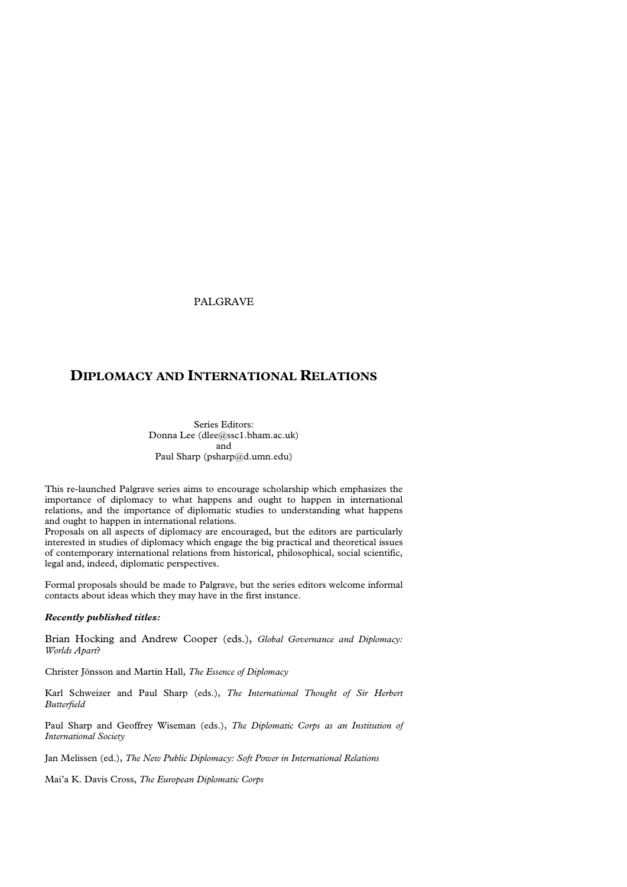PALGRAVE

# DIPLOMACY AND INTERNATIONAL RELATIONS

Series Editors:
Donna Lee (dlee@ssc1.bham.ac.uk)
and
Paul Sharp (psharp@d.umn.edu)

This re-launched Palgrave series aims to encourage scholarship which emphasizes the importance of diplomacy to what happens and ought to happen in international relations, and the importance of diplomatic studies to understanding what happens and ought to happen in international relations.
Proposals on all aspects of diplomacy are encouraged, but the editors are particularly interested in studies of diplomacy which engage the big practical and theoretical issues of contemporary international relations from historical, philosophical, social scientific, legal and, indeed, diplomatic perspectives.

Formal proposals should be made to Palgrave, but the series editors welcome informal contacts about ideas which they may have in the first instance.

***Recently published titles:***

Brian Hocking and Andrew Cooper (eds.), *Global Governance and Diplomacy: Worlds Apart*?

Christer Jönsson and Martin Hall, *The Essence of Diplomacy*

Karl Schweizer and Paul Sharp (eds.), *The International Thought of Sir Herbert Butterfield*

Paul Sharp and Geoffrey Wiseman (eds.), *The Diplomatic Corps as an Institution of International Society*

Jan Melissen (ed.), *The New Public Diplomacy: Soft Power in International Relations*

Mai'a K. Davis Cross, *The European Diplomatic Corps*